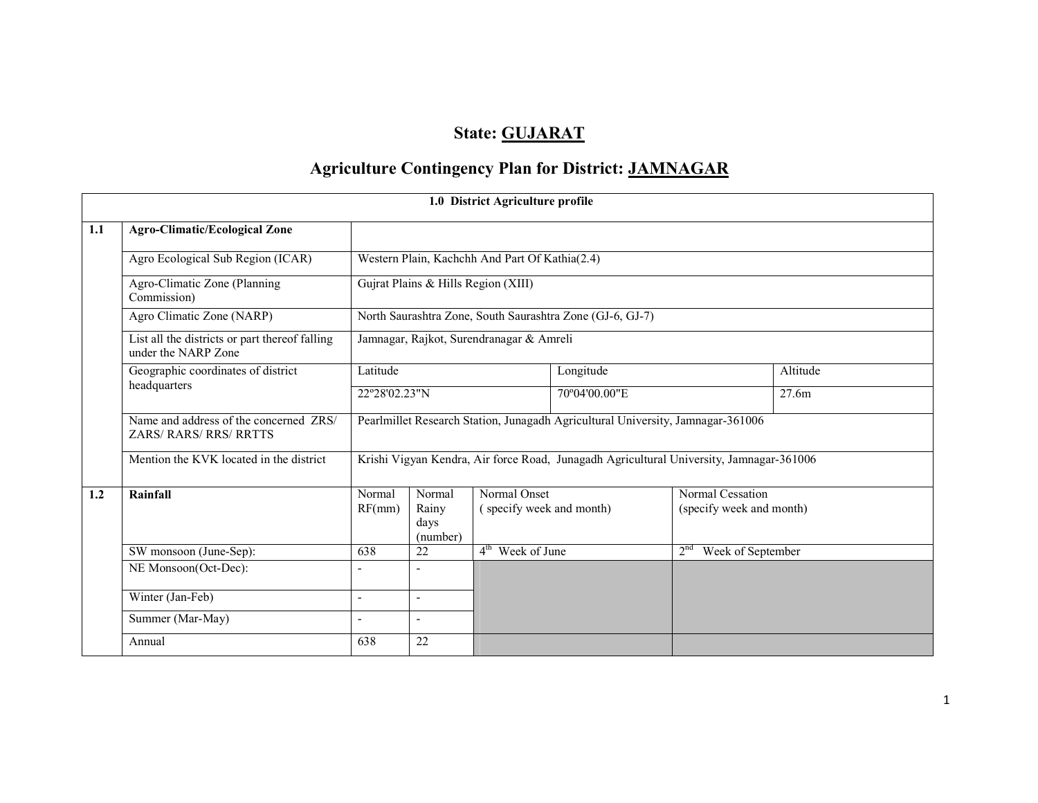# State: GUJARAT

## Agriculture Contingency Plan for District: JAMNAGAR

| 1.0 District Agriculture profile | | | | | | |
|---|---|---|---|---|---|---|
| **1.1** | **Agro-Climatic/Ecological Zone** | | | | | |
| | Agro Ecological Sub Region (ICAR) | Western Plain, Kachchh And Part Of Kathia(2.4) | | | | |
| | Agro-Climatic Zone (Planning Commission) | Gujrat Plains & Hills Region (XIII) | | | | |
| | Agro Climatic Zone (NARP) | North Saurashtra Zone, South Saurashtra Zone (GJ-6, GJ-7) | | | | |
| | List all the districts or part thereof falling under the NARP Zone | Jamnagar, Rajkot, Surendranagar & Amreli | | | | |
| | Geographic coordinates of district headquarters | Latitude | | Longitude | | Altitude |
| | | 22º28'02.23"N | | 70º04'00.00"E | | 27.6m |
| | Name and address of the concerned ZRS/ ZARS/ RARS/ RRS/ RRTTS | Pearlmillet Research Station, Junagadh Agricultural University, Jamnagar-361006 | | | | |
| | Mention the KVK located in the district | Krishi Vigyan Kendra, Air force Road, Junagadh Agricultural University, Jamnagar-361006 | | | | |
| **1.2** | **Rainfall** | Normal RF(mm) | Normal Rainy days (number) | Normal Onset ( specify week and month) | Normal Cessation (specify week and month) | |
| | SW monsoon (June-Sep): | 638 | 22 | 4th Week of June | 2nd Week of September | |
| | NE Monsoon(Oct-Dec): | - | - | | | |
| | Winter (Jan-Feb) | - | - | | | |
| | Summer (Mar-May) | - | - | | | |
| | Annual | 638 | 22 | | | |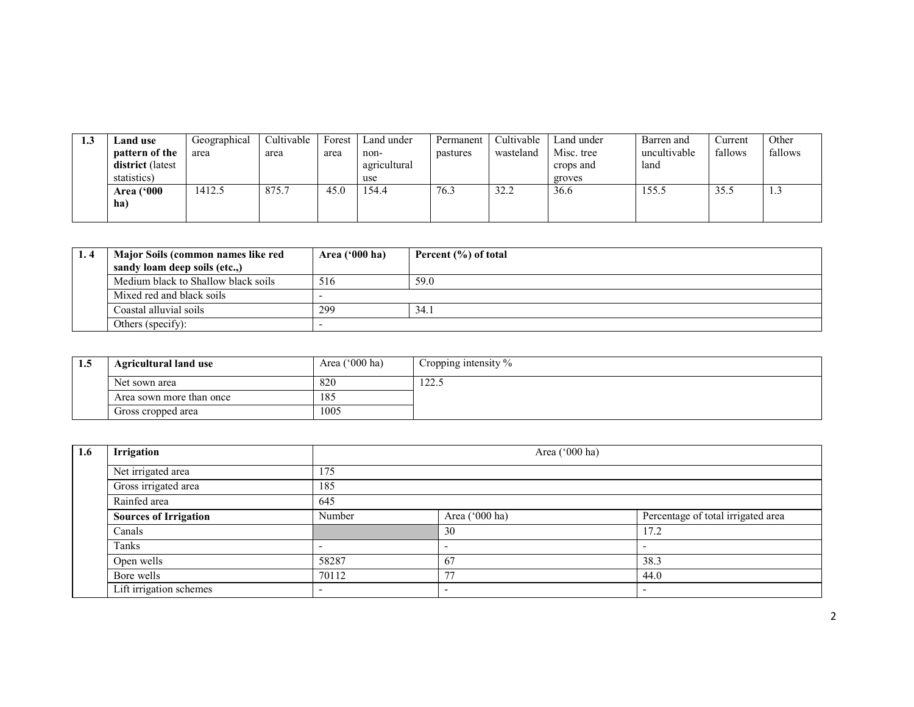| 1.3 | Land use pattern of the district (latest statistics) | Geographical area | Cultivable area | Forest area | Land under non-agricultural use | Permanent pastures | Cultivable wasteland | Land under Misc. tree crops and groves | Barren and uncultivable land | Current fallows | Other fallows |
|---|---|---|---|---|---|---|---|---|---|---|---|
| | **Area ('000 ha)** | 1412.5 | 875.7 | 45.0 | 154.4 | 76.3 | 32.2 | 36.6 | 155.5 | 35.5 | 1.3 |

| 1. 4 | Major Soils (common names like red sandy loam deep soils (etc.,) | Area ('000 ha) | Percent (%) of total |
|---|---|---|---|
| | Medium black to Shallow black soils | 516 | 59.0 |
| | Mixed red and black soils | - | |
| | Coastal alluvial soils | 299 | 34.1 |
| | Others (specify): | - | |

| 1.5 | Agricultural land use | Area ('000 ha) | Cropping intensity % |
|---|---|---|---|
| | Net sown area | 820 | 122.5 |
| | Area sown more than once | 185 | |
| | Gross cropped area | 1005 | |

| 1.6 | Irrigation | Area ('000 ha) | | |
|---|---|---|---|---|
| | Net irrigated area | 175 | | |
| | Gross irrigated area | 185 | | |
| | Rainfed area | 645 | | |
| | **Sources of Irrigation** | Number | Area ('000 ha) | Percentage of total irrigated area |
| | Canals | | 30 | 17.2 |
| | Tanks | - | - | - |
| | Open wells | 58287 | 67 | 38.3 |
| | Bore wells | 70112 | 77 | 44.0 |
| | Lift irrigation schemes | - | - | - |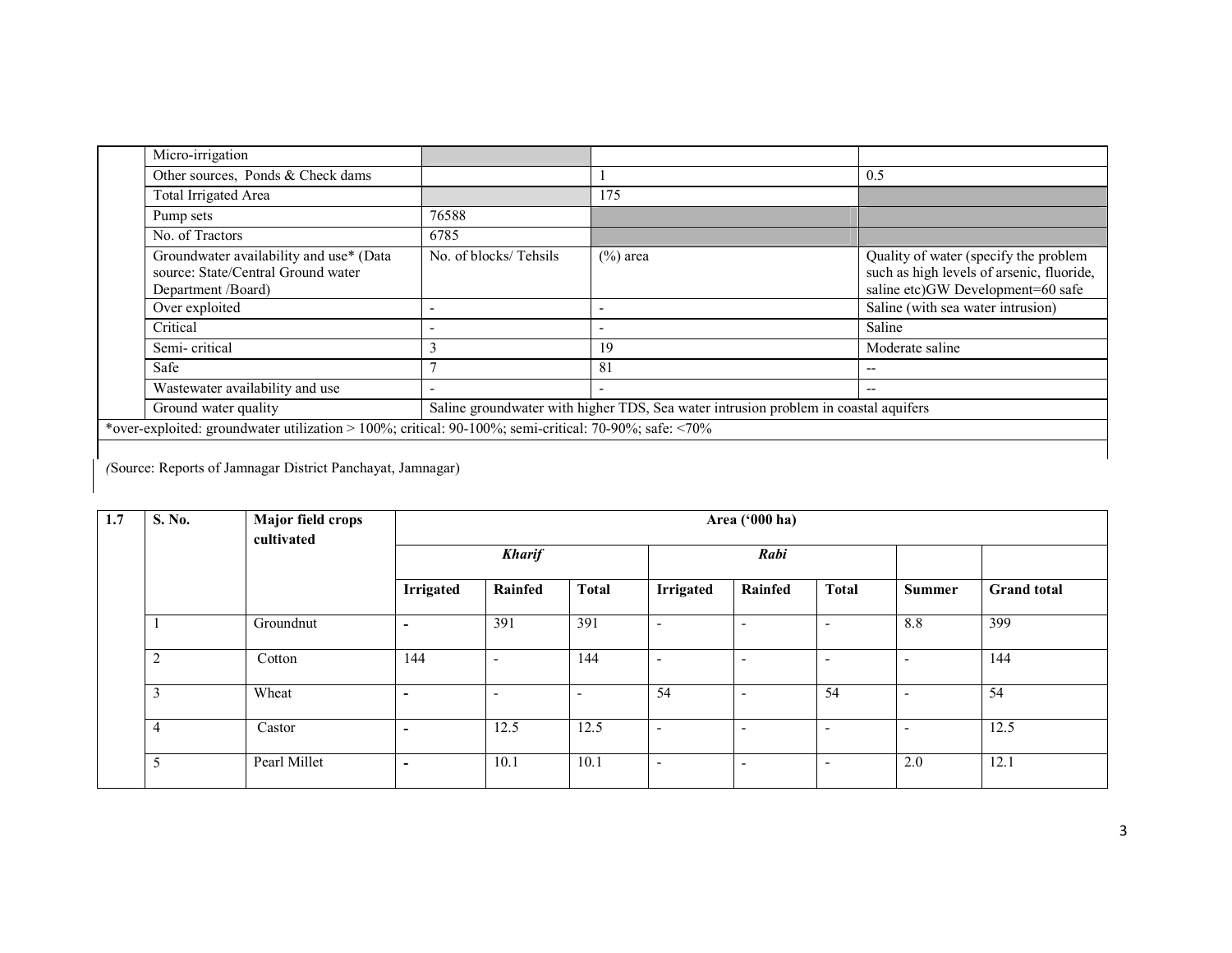| | | | | |
|---|---|---|---|---|
| | Micro-irrigation | | | |
| | Other sources, Ponds & Check dams | | 1 | 0.5 |
| | Total Irrigated Area | | 175 | |
| | Pump sets | 76588 | | |
| | No. of Tractors | 6785 | | |
| | Groundwater availability and use* (Data source: State/Central Ground water Department /Board) | No. of blocks/ Tehsils | (%) area | Quality of water (specify the problem such as high levels of arsenic, fluoride, saline etc)GW Development=60 safe |
| | Over exploited | - | - | Saline (with sea water intrusion) |
| | Critical | - | - | Saline |
| | Semi- critical | 3 | 19 | Moderate saline |
| | Safe | 7 | 81 | -- |
| | Wastewater availability and use | - | - | -- |
| | Ground water quality | Saline groundwater with higher TDS, Sea water intrusion problem in coastal aquifers | | |
| *over-exploited: groundwater utilization > 100%; critical: 90-100%; semi-critical: 70-90%; safe: <70% | | | | |

(Source: Reports of Jamnagar District Panchayat, Jamnagar)

| 1.7 | S. No. | Major field crops cultivated | Area ('000 ha) | | | | | | | |
|---|---|---|---|---|---|---|---|---|---|---|
| | | | ***Kharif*** | | | ***Rabi*** | | | | |
| | | | **Irrigated** | **Rainfed** | **Total** | **Irrigated** | **Rainfed** | **Total** | **Summer** | **Grand total** |
| | 1 | Groundnut | - | 391 | 391 | - | - | - | 8.8 | 399 |
| | 2 | Cotton | 144 | - | 144 | - | - | - | - | 144 |
| | 3 | Wheat | - | - | - | 54 | - | 54 | - | 54 |
| | 4 | Castor | - | 12.5 | 12.5 | - | - | - | - | 12.5 |
| | 5 | Pearl Millet | - | 10.1 | 10.1 | - | - | - | 2.0 | 12.1 |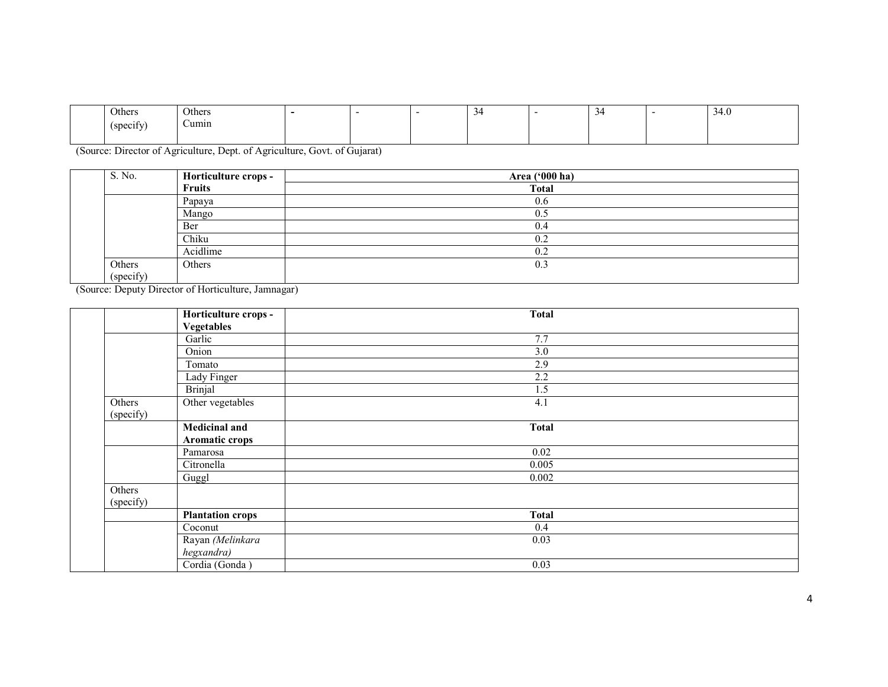| | | | | | | | | | |
|---|---|---|---|---|---|---|---|---|---|
| | Others (specify) | Others Cumin | - | - | - | 34 | - | 34 | - | 34.0 |

(Source: Director of Agriculture, Dept. of Agriculture, Govt. of Gujarat)

| | S. No. | **Horticulture crops - Fruits** | **Area ('000 ha)** |
|---|---|---|---|
| | | | **Total** |
| | | Papaya | 0.6 |
| | | Mango | 0.5 |
| | | Ber | 0.4 |
| | | Chiku | 0.2 |
| | | Acidlime | 0.2 |
| | Others (specify) | Others | 0.3 |

(Source: Deputy Director of Horticulture, Jamnagar)

| | | **Horticulture crops - Vegetables** | **Total** |
|---|---|---|---|
| | | Garlic | 7.7 |
| | | Onion | 3.0 |
| | | Tomato | 2.9 |
| | | Lady Finger | 2.2 |
| | | Brinjal | 1.5 |
| | Others (specify) | Other vegetables | 4.1 |
| | | **Medicinal and Aromatic crops** | **Total** |
| | | Pamarosa | 0.02 |
| | | Citronella | 0.005 |
| | | Guggl | 0.002 |
| | Others (specify) | | |
| | | **Plantation crops** | **Total** |
| | | Coconut | 0.4 |
| | | Rayan *(Melinkara hegxandra)* | 0.03 |
| | | Cordia (Gonda ) | 0.03 |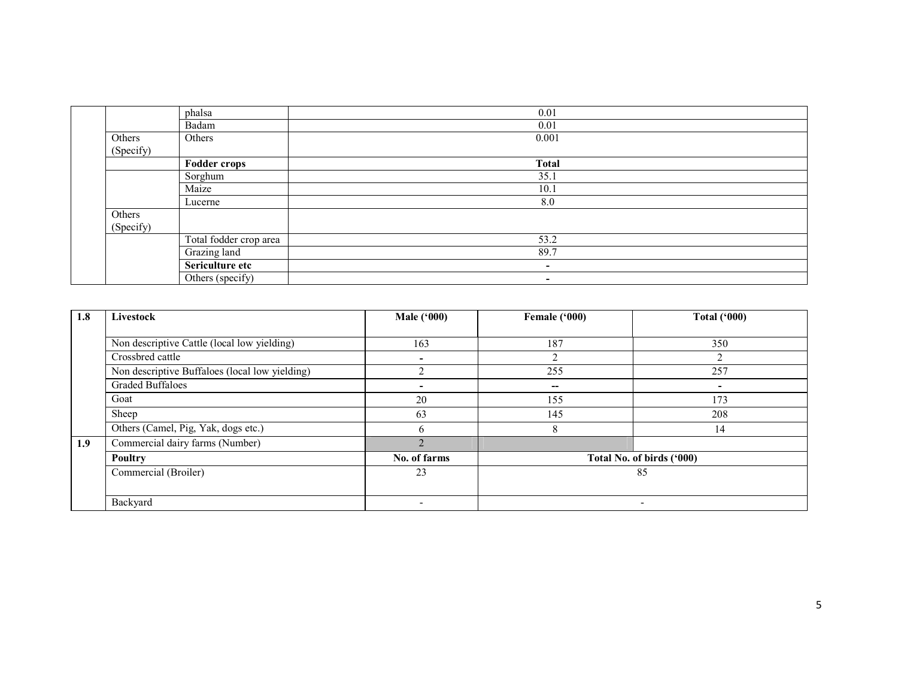| | | | |
|---|---|---|---|
| | | phalsa | 0.01 |
| | | Badam | 0.01 |
| | Others (Specify) | Others | 0.001 |
| | | **Fodder crops** | **Total** |
| | | Sorghum | 35.1 |
| | | Maize | 10.1 |
| | | Lucerne | 8.0 |
| | Others (Specify) | | |
| | | Total fodder crop area | 53.2 |
| | | Grazing land | 89.7 |
| | | **Sericulture etc** | - |
| | | Others (specify) | - |

| 1.8 | Livestock | Male ('000) | Female ('000) | Total ('000) |
|---|---|---|---|---|
| | Non descriptive Cattle (local low yielding) | 163 | 187 | 350 |
| | Crossbred cattle | - | 2 | 2 |
| | Non descriptive Buffaloes (local low yielding) | 2 | 255 | 257 |
| | Graded Buffaloes | - | -- | - |
| | Goat | 20 | 155 | 173 |
| | Sheep | 63 | 145 | 208 |
| | Others (Camel, Pig, Yak, dogs etc.) | 6 | 8 | 14 |
| 1.9 | Commercial dairy farms (Number) | 2 | | |
| | **Poultry** | **No. of farms** | **Total No. of birds ('000)** | |
| | Commercial (Broiler) | 23 | 85 | |
| | Backyard | - | - | |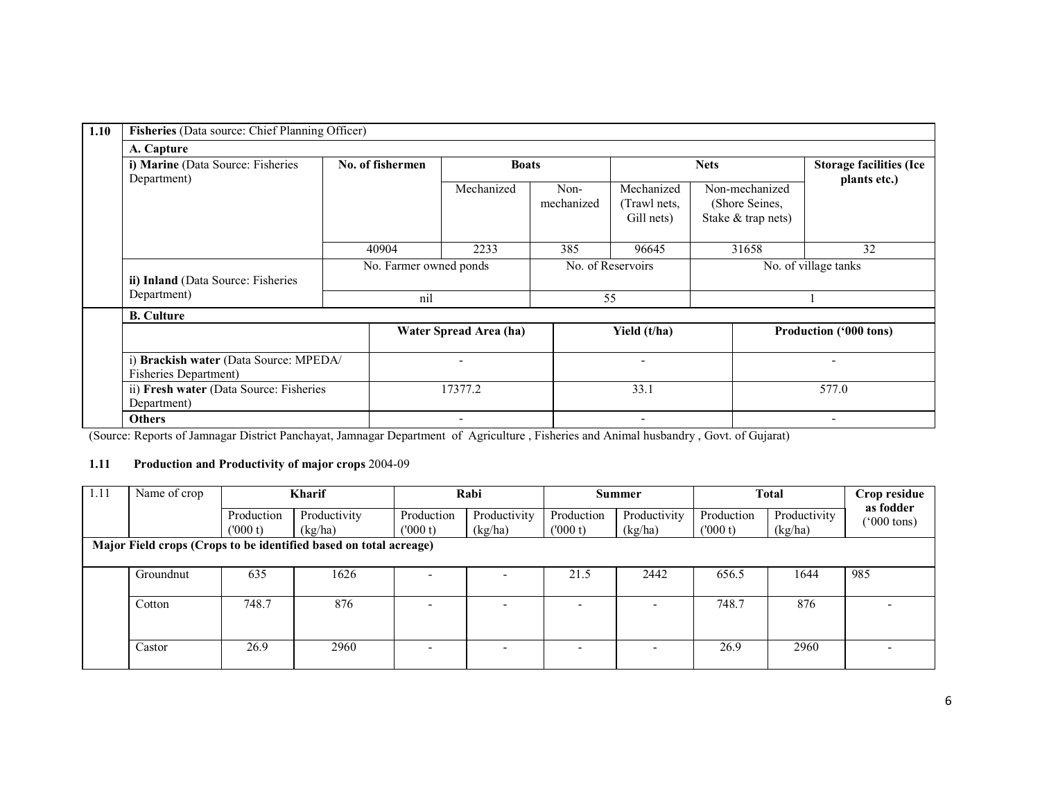| 1.10 | **Fisheries** (Data source: Chief Planning Officer) | | | | | | |
|---|---|---|---|---|---|---|---|
| | **A. Capture** | | | | | | |
| | **i) Marine** (Data Source: Fisheries Department) | **No. of fishermen** | **Boats** | | **Nets** | | **Storage facilities (Ice plants etc.)** |
| | | | Mechanized | Non-mechanized | Mechanized (Trawl nets, Gill nets) | Non-mechanized (Shore Seines, Stake & trap nets) | |
| | | 40904 | 2233 | 385 | 96645 | 31658 | 32 |
| | **ii) Inland** (Data Source: Fisheries Department) | No. Farmer owned ponds | | No. of Reservoirs | | No. of village tanks | |
| | | nil | | 55 | | 1 | |

| **B. Culture** | | | |
|---|---|---|---|
| | **Water Spread Area (ha)** | **Yield (t/ha)** | **Production ('000 tons)** |
| i) **Brackish water** (Data Source: MPEDA/ Fisheries Department) | - | - | - |
| ii) **Fresh water** (Data Source: Fisheries Department) | 17377.2 | 33.1 | 577.0 |
| **Others** | - | - | - |

(Source: Reports of Jamnagar District Panchayat, Jamnagar Department of Agriculture , Fisheries and Animal husbandry , Govt. of Gujarat)

## 1.11 Production and Productivity of major crops 2004-09

| 1.11 | Name of crop | **Kharif** | | **Rabi** | | **Summer** | | **Total** | | **Crop residue as fodder** ('000 tons) |
|---|---|---|---|---|---|---|---|---|---|---|
| | | Production ('000 t) | Productivity (kg/ha) | Production ('000 t) | Productivity (kg/ha) | Production ('000 t) | Productivity (kg/ha) | Production ('000 t) | Productivity (kg/ha) | |
| **Major Field crops (Crops to be identified based on total acreage)** | | | | | | | | | | |
| | Groundnut | 635 | 1626 | - | - | 21.5 | 2442 | 656.5 | 1644 | 985 |
| | Cotton | 748.7 | 876 | - | - | - | - | 748.7 | 876 | - |
| | Castor | 26.9 | 2960 | - | - | - | - | 26.9 | 2960 | - |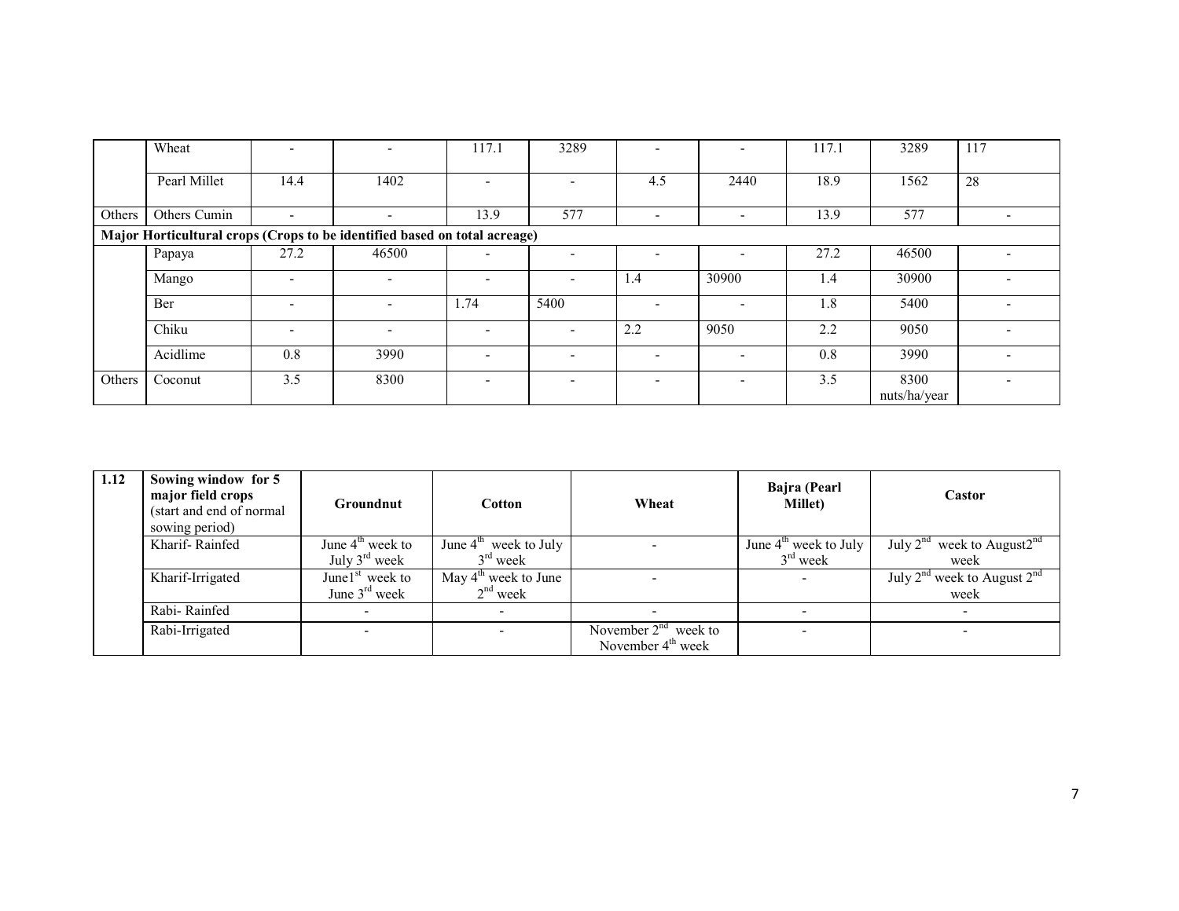| | | | | | | | | | | |
|---|---|---|---|---|---|---|---|---|---|---|
| | Wheat | - | - | 117.1 | 3289 | - | - | 117.1 | 3289 | 117 |
| | Pearl Millet | 14.4 | 1402 | - | - | 4.5 | 2440 | 18.9 | 1562 | 28 |
| Others | Others Cumin | - | - | 13.9 | 577 | - | - | 13.9 | 577 | - |
| **Major Horticultural crops (Crops to be identified based on total acreage)** | | | | | | | | | | |
| | Papaya | 27.2 | 46500 | - | - | - | - | 27.2 | 46500 | - |
| | Mango | - | - | - | - | 1.4 | 30900 | 1.4 | 30900 | - |
| | Ber | - | - | 1.74 | 5400 | - | - | 1.8 | 5400 | - |
| | Chiku | - | - | - | - | 2.2 | 9050 | 2.2 | 9050 | - |
| | Acidlime | 0.8 | 3990 | - | - | - | - | 0.8 | 3990 | - |
| Others | Coconut | 3.5 | 8300 | - | - | - | - | 3.5 | 8300 nuts/ha/year | - |

| 1.12 | Sowing window for 5 major field crops (start and end of normal sowing period) | Groundnut | Cotton | Wheat | Bajra (Pearl Millet) | Castor |
|---|---|---|---|---|---|---|
| | Kharif- Rainfed | June 4th week to July 3rd week | June 4th week to July 3rd week | - | June 4th week to July 3rd week | July 2nd week to August 2nd week |
| | Kharif-Irrigated | June 1st week to June 3rd week | May 4th week to June 2nd week | - | - | July 2nd week to August 2nd week |
| | Rabi- Rainfed | - | - | - | - | - |
| | Rabi-Irrigated | - | - | November 2nd week to November 4th week | - | - |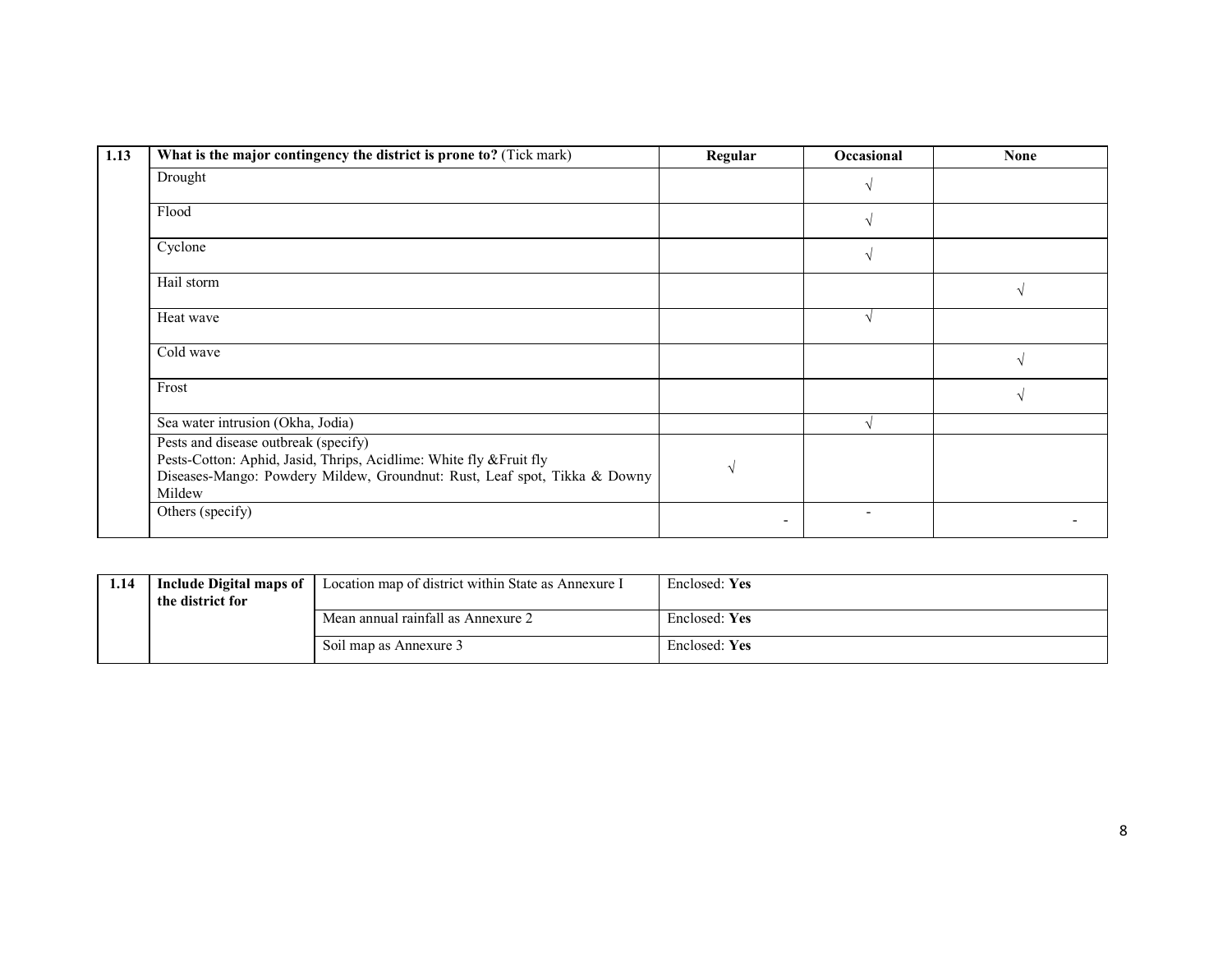| 1.13 | What is the major contingency the district is prone to? (Tick mark) | Regular | Occasional | None |
|---|---|---|---|---|
| | Drought | | √ | |
| | Flood | | √ | |
| | Cyclone | | √ | |
| | Hail storm | | | √ |
| | Heat wave | | √ | |
| | Cold wave | | | √ |
| | Frost | | | √ |
| | Sea water intrusion (Okha, Jodia) | | √ | |
| | Pests and disease outbreak (specify)<br>Pests-Cotton: Aphid, Jasid, Thrips, Acidlime: White fly &Fruit fly<br>Diseases-Mango: Powdery Mildew, Groundnut: Rust, Leaf spot, Tikka & Downy Mildew | √ | | |
| | Others (specify) | - | - | - |

| 1.14 | Include Digital maps of the district for | Location map of district within State as Annexure I | Enclosed: **Yes** |
|---|---|---|---|
| | | Mean annual rainfall as Annexure 2 | Enclosed: **Yes** |
| | | Soil map as Annexure 3 | Enclosed: **Yes** |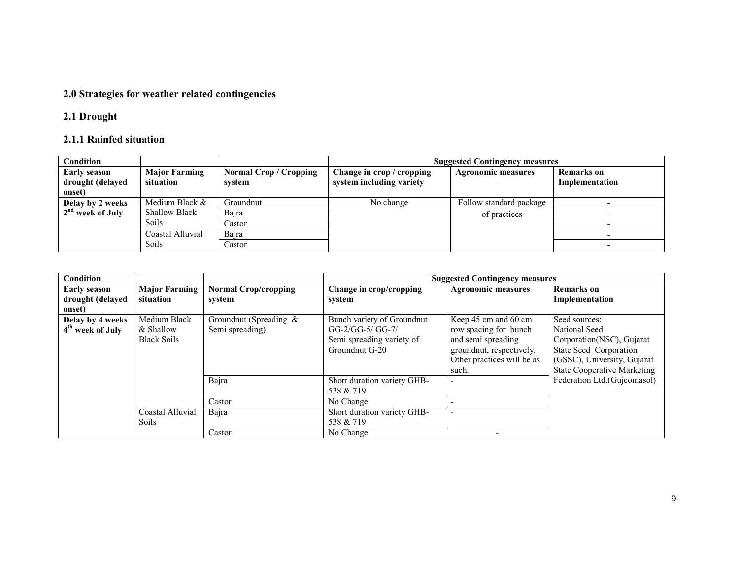## 2.0 Strategies for weather related contingencies

### 2.1 Drought

#### 2.1.1 Rainfed situation

| Condition | | | Suggested Contingency measures | | |
|---|---|---|---|---|---|
| **Early season drought (delayed onset)** | **Major Farming situation** | **Normal Crop / Cropping system** | **Change in crop / cropping system including variety** | **Agronomic measures** | **Remarks on Implementation** |
| **Delay by 2 weeks 2nd week of July** | Medium Black & Shallow Black Soils | Groundnut | No change | Follow standard package of practices | - |
| | | Bajra | | | - |
| | | Castor | | | - |
| | Coastal Alluvial Soils | Bajra | | | - |
| | | Castor | | | - |

| Condition | | | Suggested Contingency measures | | |
|---|---|---|---|---|---|
| **Early season drought (delayed onset)** | **Major Farming situation** | **Normal Crop/cropping system** | **Change in crop/cropping system** | **Agronomic measures** | **Remarks on Implementation** |
| **Delay by 4 weeks 4th week of July** | Medium Black & Shallow Black Soils | Groundnut (Spreading & Semi spreading) | Bunch variety of Groundnut GG-2/GG-5/ GG-7/ Semi spreading variety of Groundnut G-20 | Keep 45 cm and 60 cm row spacing for bunch and semi spreading groundnut, respectively. Other practices will be as such. | Seed sources: National Seed Corporation(NSC), Gujarat State Seed Corporation (GSSC), University, Gujarat State Cooperative Marketing Federation Ltd.(Gujcomasol) |
| | | Bajra | Short duration variety GHB-538 & 719 | - | |
| | | Castor | No Change | - | |
| | Coastal Alluvial Soils | Bajra | Short duration variety GHB-538 & 719 | - | |
| | | Castor | No Change | - | |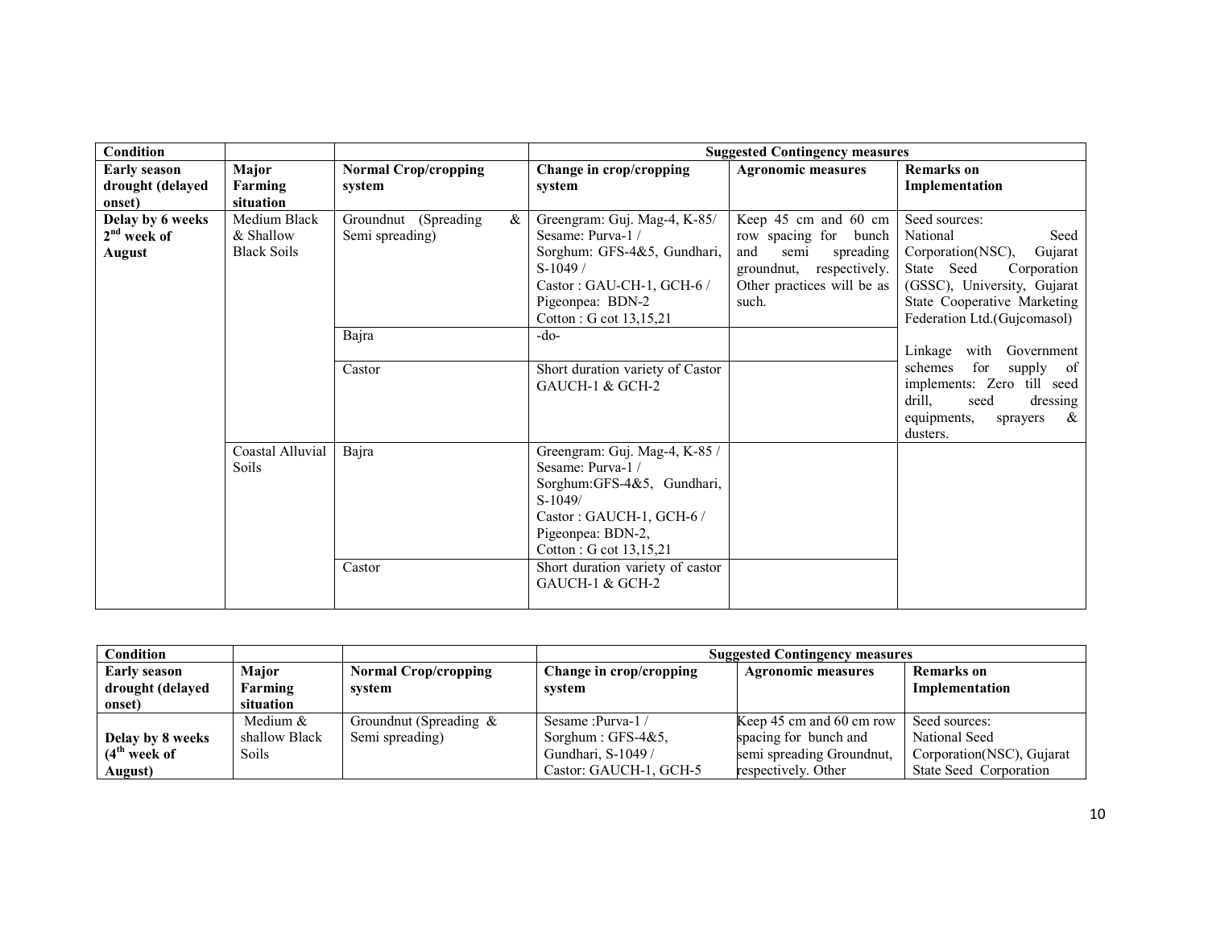| Condition | | | Suggested Contingency measures | | |
|---|---|---|---|---|---|
| Early season drought (delayed onset) | Major Farming situation | Normal Crop/cropping system | Change in crop/cropping system | Agronomic measures | Remarks on Implementation |
| Delay by 6 weeks 2nd week of August | Medium Black & Shallow Black Soils | Groundnut (Spreading & Semi spreading) | Greengram: Guj. Mag-4, K-85/ Sesame: Purva-1 / Sorghum: GFS-4&5, Gundhari, S-1049 / Castor : GAU-CH-1, GCH-6 / Pigeonpea: BDN-2 Cotton : G cot 13,15,21 | Keep 45 cm and 60 cm row spacing for bunch and semi spreading groundnut, respectively. Other practices will be as such. | Seed sources: National Seed Corporation(NSC), Gujarat State Seed Corporation (GSSC), University, Gujarat State Cooperative Marketing Federation Ltd.(Gujcomasol) Linkage with Government schemes for supply of implements: Zero till seed drill, seed dressing equipments, sprayers & dusters. |
| | | Bajra | -do- | | |
| | | Castor | Short duration variety of Castor GAUCH-1 & GCH-2 | | |
| | Coastal Alluvial Soils | Bajra | Greengram: Guj. Mag-4, K-85 / Sesame: Purva-1 / Sorghum:GFS-4&5, Gundhari, S-1049/ Castor : GAUCH-1, GCH-6 / Pigeonpea: BDN-2, Cotton : G cot 13,15,21 | | |
| | | Castor | Short duration variety of castor GAUCH-1 & GCH-2 | | |

| Condition | | | Suggested Contingency measures | | |
|---|---|---|---|---|---|
| Early season drought (delayed onset) | Major Farming situation | Normal Crop/cropping system | Change in crop/cropping system | Agronomic measures | Remarks on Implementation |
| Delay by 8 weeks (4th week of August) | Medium & shallow Black Soils | Groundnut (Spreading & Semi spreading) | Sesame :Purva-1 / Sorghum : GFS-4&5, Gundhari, S-1049 / Castor: GAUCH-1, GCH-5 | Keep 45 cm and 60 cm row spacing for bunch and semi spreading Groundnut, respectively. Other | Seed sources: National Seed Corporation(NSC), Gujarat State Seed Corporation |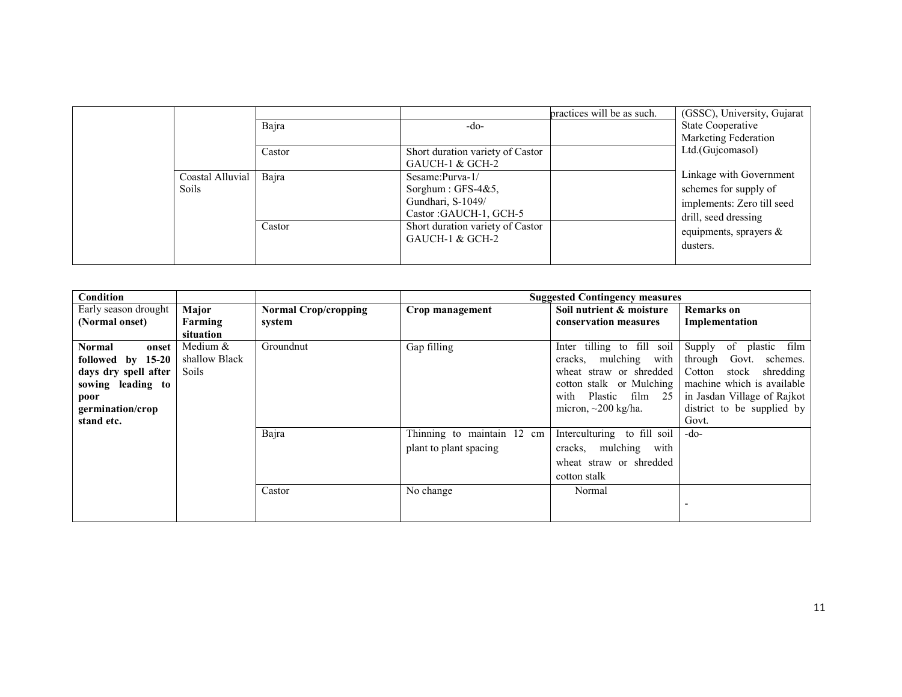| | | | | practices will be as such. | (GSSC), University, Gujarat State Cooperative Marketing Federation Ltd.(Gujcomasol) Linkage with Government schemes for supply of implements: Zero till seed drill, seed dressing equipments, sprayers & dusters. |
|---|---|---|---|---|---|
| | | Bajra | -do- | | |
| | | Castor | Short duration variety of Castor GAUCH-1 & GCH-2 | | |
| | Coastal Alluvial Soils | Bajra | Sesame:Purva-1/ Sorghum : GFS-4&5, Gundhari, S-1049/ Castor :GAUCH-1, GCH-5 | | |
| | | Castor | Short duration variety of Castor GAUCH-1 & GCH-2 | | |

| **Condition** | | | **Suggested Contingency measures** | | |
|---|---|---|---|---|---|
| Early season drought **(Normal onset)** | **Major Farming situation** | **Normal Crop/cropping system** | **Crop management** | **Soil nutrient & moisture conservation measures** | **Remarks on Implementation** |
| **Normal onset followed by 15-20 days dry spell after sowing leading to poor germination/crop stand etc.** | Medium & shallow Black Soils | Groundnut | Gap filling | Inter tilling to fill soil cracks, mulching with wheat straw or shredded cotton stalk or Mulching with Plastic film 25 micron, ~200 kg/ha. | Supply of plastic film through Govt. schemes. Cotton stock shredding machine which is available in Jasdan Village of Rajkot district to be supplied by Govt. |
| | | Bajra | Thinning to maintain 12 cm plant to plant spacing | Interculturing to fill soil cracks, mulching with wheat straw or shredded cotton stalk | -do- |
| | | Castor | No change | Normal | - |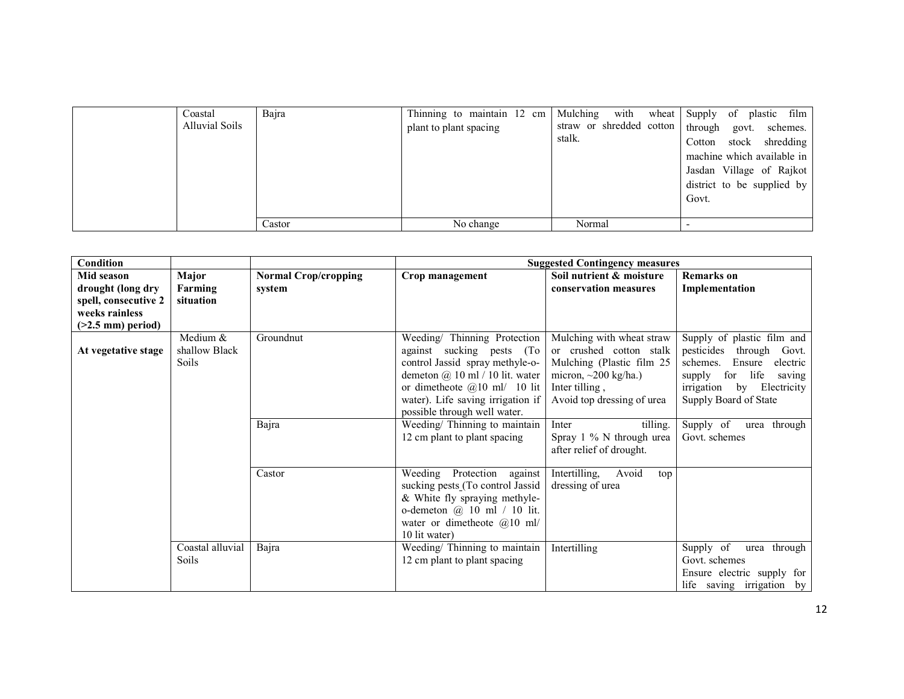|  | Coastal Alluvial Soils | Bajra | Thinning to maintain 12 cm plant to plant spacing | Mulching with wheat straw or shredded cotton stalk. | Supply of plastic film through govt. schemes. Cotton stock shredding machine which available in Jasdan Village of Rajkot district to be supplied by Govt. |
|---|---|---|---|---|---|
|  |  | Castor | No change | Normal | - |

| Condition |  |  | Suggested Contingency measures |  |  |
|---|---|---|---|---|---|
| **Mid season drought (long dry spell, consecutive 2 weeks rainless (>2.5 mm) period)** | **Major Farming situation** | **Normal Crop/cropping system** | **Crop management** | **Soil nutrient & moisture conservation measures** | **Remarks on Implementation** |
| **At vegetative stage** | Medium & shallow Black Soils | Groundnut | Weeding/ Thinning Protection against sucking pests (To control Jassid spray methyle-o-demeton @ 10 ml / 10 lit. water or dimetheote @10 ml/ 10 lit water). Life saving irrigation if possible through well water. | Mulching with wheat straw or crushed cotton stalk Mulching (Plastic film 25 micron, ~200 kg/ha.) Inter tilling , Avoid top dressing of urea | Supply of plastic film and pesticides through Govt. schemes. Ensure electric supply for life saving irrigation by Electricity Supply Board of State |
|  |  | Bajra | Weeding/ Thinning to maintain 12 cm plant to plant spacing | Inter tilling. Spray 1 % N through urea after relief of drought. | Supply of urea through Govt. schemes |
|  |  | Castor | Weeding Protection against sucking pests (To control Jassid & White fly spraying methyle-o-demeton @ 10 ml / 10 lit. water or dimetheote @10 ml/ 10 lit water) | Intertilling, Avoid top dressing of urea |  |
|  | Coastal alluvial Soils | Bajra | Weeding/ Thinning to maintain 12 cm plant to plant spacing | Intertilling | Supply of urea through Govt. schemes Ensure electric supply for life saving irrigation by |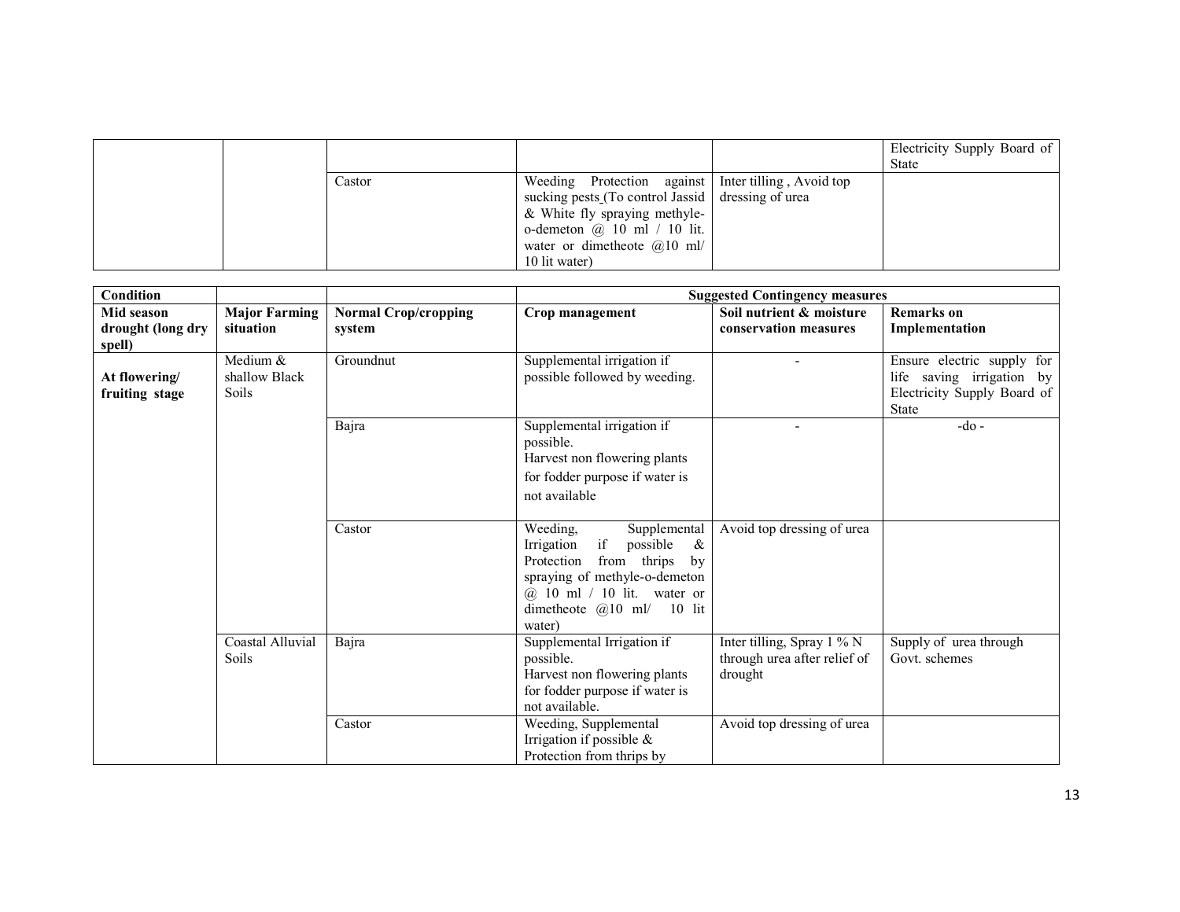| | | | | | Electricity Supply Board of State |
|---|---|---|---|---|---|
| | | Castor | Weeding Protection against sucking pests (To control Jassid & White fly spraying methyle-o-demeton @ 10 ml / 10 lit. water or dimetheote @10 ml/ 10 lit water) | Inter tilling , Avoid top dressing of urea | |

| Condition | | | Suggested Contingency measures | | |
|---|---|---|---|---|---|
| **Mid season drought (long dry spell)** | **Major Farming situation** | **Normal Crop/cropping system** | **Crop management** | **Soil nutrient & moisture conservation measures** | **Remarks on Implementation** |
| **At flowering/ fruiting stage** | Medium & shallow Black Soils | Groundnut | Supplemental irrigation if possible followed by weeding. | - | Ensure electric supply for life saving irrigation by Electricity Supply Board of State |
| | | Bajra | Supplemental irrigation if possible. Harvest non flowering plants for fodder purpose if water is not available | - | -do - |
| | | Castor | Weeding, Supplemental Irrigation if possible & Protection from thrips by spraying of methyle-o-demeton @ 10 ml / 10 lit. water or dimetheote @10 ml/ 10 lit water) | Avoid top dressing of urea | |
| | Coastal Alluvial Soils | Bajra | Supplemental Irrigation if possible. Harvest non flowering plants for fodder purpose if water is not available. | Inter tilling, Spray 1 % N through urea after relief of drought | Supply of urea through Govt. schemes |
| | | Castor | Weeding, Supplemental Irrigation if possible & Protection from thrips by | Avoid top dressing of urea | |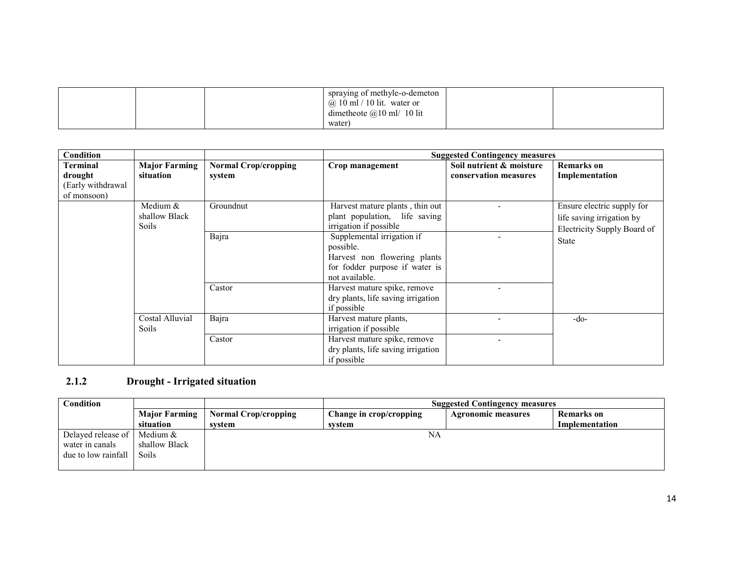|  |  |  | spraying of methyle-o-demeton @ 10 ml / 10 lit. water or dimetheote @10 ml/ 10 lit water) |  |  |
|---|---|---|---|---|---|

| Condition |  |  | Suggested Contingency measures |  |  |
|---|---|---|---|---|---|
| **Terminal drought** (Early withdrawal of monsoon) | **Major Farming situation** | **Normal Crop/cropping system** | **Crop management** | **Soil nutrient & moisture conservation measures** | **Remarks on Implementation** |
|  | Medium & shallow Black Soils | Groundnut | Harvest mature plants , thin out plant population, life saving irrigation if possible | - | Ensure electric supply for life saving irrigation by Electricity Supply Board of State |
|  |  | Bajra | Supplemental irrigation if possible. Harvest non flowering plants for fodder purpose if water is not available. | - |  |
|  |  | Castor | Harvest mature spike, remove dry plants, life saving irrigation if possible | - |  |
|  | Costal Alluvial Soils | Bajra | Harvest mature plants, irrigation if possible | - | -do- |
|  |  | Castor | Harvest mature spike, remove dry plants, life saving irrigation if possible | - |  |

### 2.1.2 Drought - Irrigated situation

| Condition |  |  | Suggested Contingency measures |  |  |
|---|---|---|---|---|---|
|  | **Major Farming situation** | **Normal Crop/cropping system** | **Change in crop/cropping system** | **Agronomic measures** | **Remarks on Implementation** |
| Delayed release of water in canals due to low rainfall | Medium & shallow Black Soils | NA |  |  |  |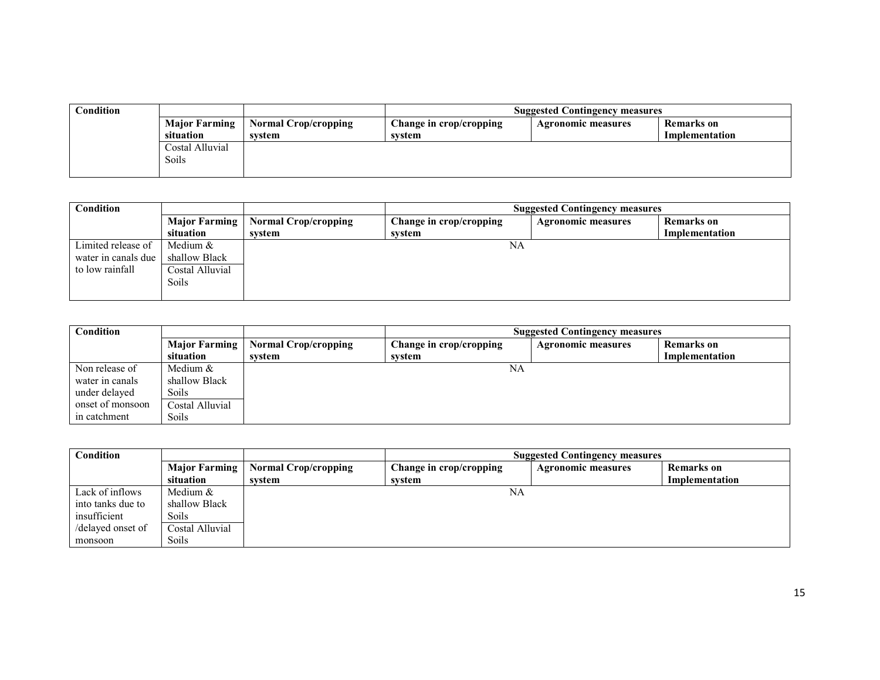| Condition | | | Suggested Contingency measures | | |
|---|---|---|---|---|---|
| | Major Farming situation | Normal Crop/cropping system | Change in crop/cropping system | Agronomic measures | Remarks on Implementation |
| | Costal Alluvial Soils | | | | |

| Condition | | | Suggested Contingency measures | | |
|---|---|---|---|---|---|
| | Major Farming situation | Normal Crop/cropping system | Change in crop/cropping system | Agronomic measures | Remarks on Implementation |
| Limited release of water in canals due to low rainfall | Medium & shallow Black | | NA | | |
| | Costal Alluvial Soils | | | | |

| Condition | | | Suggested Contingency measures | | |
|---|---|---|---|---|---|
| | Major Farming situation | Normal Crop/cropping system | Change in crop/cropping system | Agronomic measures | Remarks on Implementation |
| Non release of water in canals under delayed onset of monsoon in catchment | Medium & shallow Black Soils | | NA | | |
| | Costal Alluvial Soils | | | | |

| Condition | | | Suggested Contingency measures | | |
|---|---|---|---|---|---|
| | Major Farming situation | Normal Crop/cropping system | Change in crop/cropping system | Agronomic measures | Remarks on Implementation |
| Lack of inflows into tanks due to insufficient /delayed onset of monsoon | Medium & shallow Black Soils | | NA | | |
| | Costal Alluvial Soils | | | | |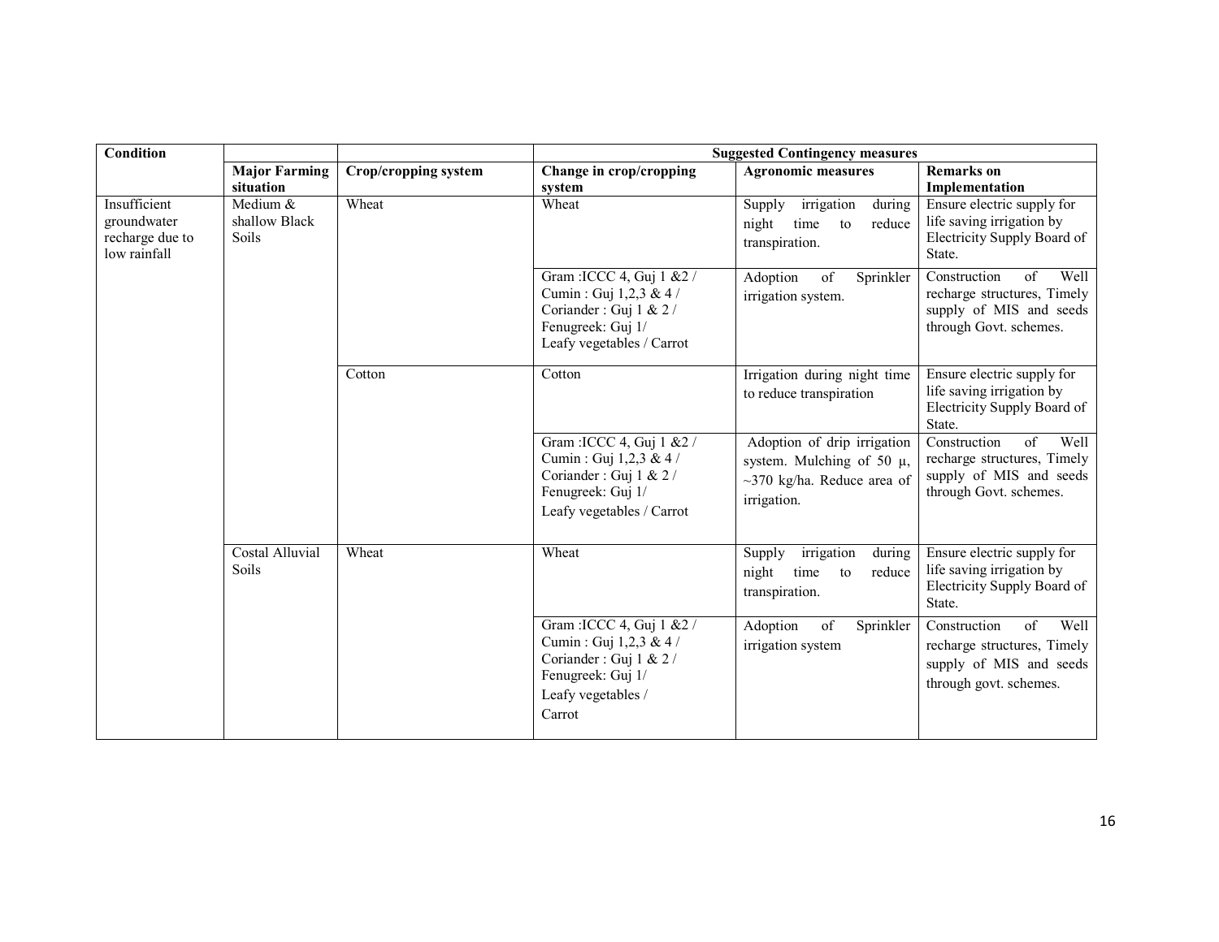| Condition | | | Suggested Contingency measures | | |
|---|---|---|---|---|---|
| | **Major Farming situation** | **Crop/cropping system** | **Change in crop/cropping system** | **Agronomic measures** | **Remarks on Implementation** |
| Insufficient groundwater recharge due to low rainfall | Medium & shallow Black Soils | Wheat | Wheat | Supply irrigation during night time to reduce transpiration. | Ensure electric supply for life saving irrigation by Electricity Supply Board of State. |
| | | | Gram :ICCC 4, Guj 1 &2 / Cumin : Guj 1,2,3 & 4 / Coriander : Guj 1 & 2 / Fenugreek: Guj 1/ Leafy vegetables / Carrot | Adoption of Sprinkler irrigation system. | Construction of Well recharge structures, Timely supply of MIS and seeds through Govt. schemes. |
| | | Cotton | Cotton | Irrigation during night time to reduce transpiration | Ensure electric supply for life saving irrigation by Electricity Supply Board of State. |
| | | | Gram :ICCC 4, Guj 1 &2 / Cumin : Guj 1,2,3 & 4 / Coriander : Guj 1 & 2 / Fenugreek: Guj 1/ Leafy vegetables / Carrot | Adoption of drip irrigation system. Mulching of 50 μ, ~370 kg/ha. Reduce area of irrigation. | Construction of Well recharge structures, Timely supply of MIS and seeds through Govt. schemes. |
| | Costal Alluvial Soils | Wheat | Wheat | Supply irrigation during night time to reduce transpiration. | Ensure electric supply for life saving irrigation by Electricity Supply Board of State. |
| | | | Gram :ICCC 4, Guj 1 &2 / Cumin : Guj 1,2,3 & 4 / Coriander : Guj 1 & 2 / Fenugreek: Guj 1/ Leafy vegetables / Carrot | Adoption of Sprinkler irrigation system | Construction of Well recharge structures, Timely supply of MIS and seeds through govt. schemes. |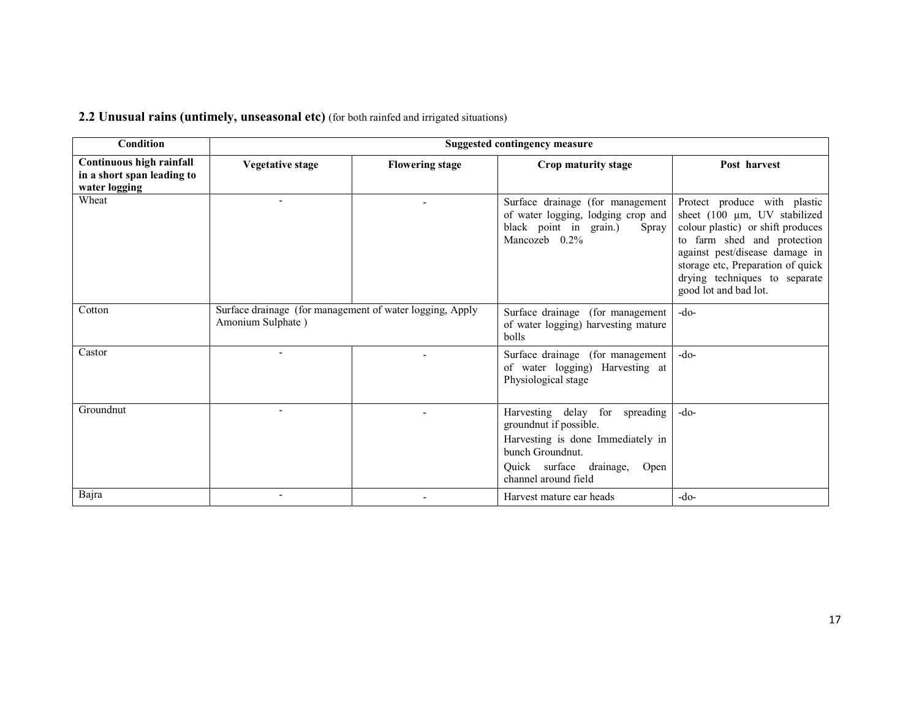## 2.2 Unusual rains (untimely, unseasonal etc) (for both rainfed and irrigated situations)

| Condition | Suggested contingency measure | | | |
|---|---|---|---|---|
| **Continuous high rainfall in a short span leading to water logging** | **Vegetative stage** | **Flowering stage** | **Crop maturity stage** | **Post harvest** |
| Wheat | - | - | Surface drainage (for management of water logging, lodging crop and black point in grain.) Spray Mancozeb 0.2% | Protect produce with plastic sheet (100 µm, UV stabilized colour plastic) or shift produces to farm shed and protection against pest/disease damage in storage etc, Preparation of quick drying techniques to separate good lot and bad lot. |
| Cotton | Surface drainage (for management of water logging, Apply Amonium Sulphate ) | | Surface drainage (for management of water logging) harvesting mature bolls | -do- |
| Castor | - | - | Surface drainage (for management of water logging) Harvesting at Physiological stage | -do- |
| Groundnut | - | - | Harvesting delay for spreading groundnut if possible.<br>Harvesting is done Immediately in bunch Groundnut.<br>Quick surface drainage, Open channel around field | -do- |
| Bajra | - | - | Harvest mature ear heads | -do- |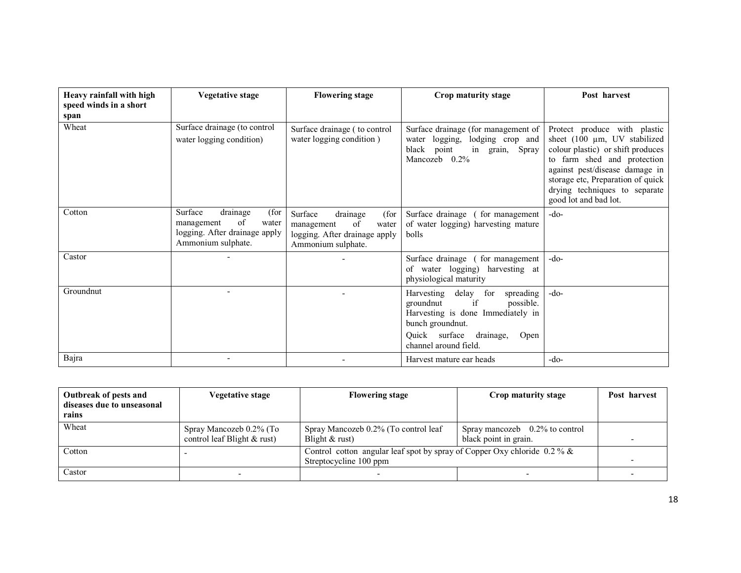| Heavy rainfall with high speed winds in a short span | Vegetative stage | Flowering stage | Crop maturity stage | Post harvest |
|---|---|---|---|---|
| Wheat | Surface drainage (to control water logging condition) | Surface drainage ( to control water logging condition ) | Surface drainage (for management of water logging, lodging crop and black point in grain, Spray Mancozeb 0.2% | Protect produce with plastic sheet (100 µm, UV stabilized colour plastic) or shift produces to farm shed and protection against pest/disease damage in storage etc, Preparation of quick drying techniques to separate good lot and bad lot. |
| Cotton | Surface drainage (for management of water logging. After drainage apply Ammonium sulphate. | Surface drainage (for management of water logging. After drainage apply Ammonium sulphate. | Surface drainage ( for management of water logging) harvesting mature bolls | -do- |
| Castor | - | - | Surface drainage ( for management of water logging) harvesting at physiological maturity | -do- |
| Groundnut | - | - | Harvesting delay for spreading groundnut if possible. Harvesting is done Immediately in bunch groundnut. Quick surface drainage, Open channel around field. | -do- |
| Bajra | - | - | Harvest mature ear heads | -do- |

| Outbreak of pests and diseases due to unseasonal rains | Vegetative stage | Flowering stage | Crop maturity stage | Post harvest |
|---|---|---|---|---|
| Wheat | Spray Mancozeb 0.2% (To control leaf Blight & rust) | Spray Mancozeb 0.2% (To control leaf Blight & rust) | Spray mancozeb 0.2% to control black point in grain. | - |
| Cotton | - | Control cotton angular leaf spot by spray of Copper Oxy chloride 0.2 % & Streptocycline 100 ppm | | - |
| Castor | - | - | - | - |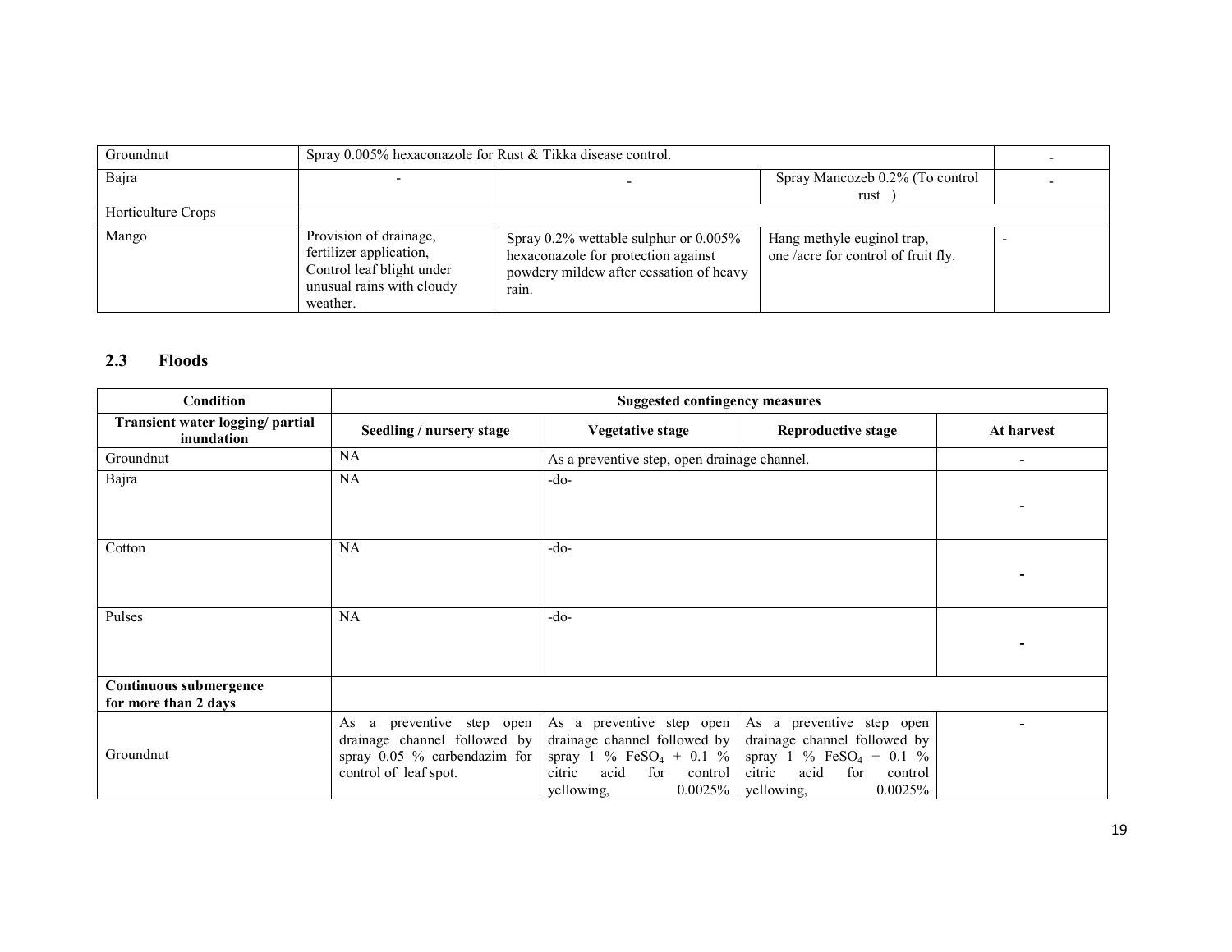| Groundnut | Spray 0.005% hexaconazole for Rust & Tikka disease control. | | | - |
|---|---|---|---|---|
| Bajra | - | - | Spray Mancozeb 0.2% (To control rust ) | - |
| Horticulture Crops | | | | |
| Mango | Provision of drainage, fertilizer application, Control leaf blight under unusual rains with cloudy weather. | Spray 0.2% wettable sulphur or 0.005% hexaconazole for protection against powdery mildew after cessation of heavy rain. | Hang methyle euginol trap, one /acre for control of fruit fly. | - |

## 2.3 Floods

| Condition | Suggested contingency measures | | | |
|---|---|---|---|---|
| **Transient water logging/ partial inundation** | **Seedling / nursery stage** | **Vegetative stage** | **Reproductive stage** | **At harvest** |
| Groundnut | NA | As a preventive step, open drainage channel. | | - |
| Bajra | NA | -do- | | - |
| Cotton | NA | -do- | | - |
| Pulses | NA | -do- | | - |
| **Continuous submergence for more than 2 days** | | | | |
| Groundnut | As a preventive step open drainage channel followed by spray 0.05 % carbendazim for control of leaf spot. | As a preventive step open drainage channel followed by spray 1 % $FeSO_4$ + 0.1 % citric acid for control yellowing, 0.0025% | As a preventive step open drainage channel followed by spray 1 % $FeSO_4$ + 0.1 % citric acid for control yellowing, 0.0025% | - |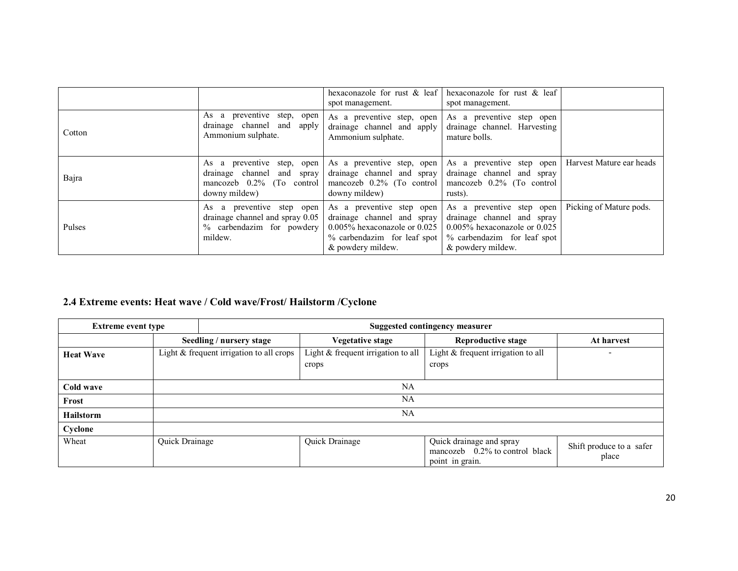| | | | | |
|---|---|---|---|---|
| | | hexaconazole for rust & leaf spot management. | hexaconazole for rust & leaf spot management. | |
| Cotton | As a preventive step, open drainage channel and apply Ammonium sulphate. | As a preventive step, open drainage channel and apply Ammonium sulphate. | As a preventive step open drainage channel. Harvesting mature bolls. | |
| Bajra | As a preventive step, open drainage channel and spray mancozeb 0.2% (To control downy mildew) | As a preventive step, open drainage channel and spray mancozeb 0.2% (To control downy mildew) | As a preventive step open drainage channel and spray mancozeb 0.2% (To control rusts). | Harvest Mature ear heads |
| Pulses | As a preventive step open drainage channel and spray 0.05 % carbendazim for powdery mildew. | As a preventive step open drainage channel and spray 0.005% hexaconazole or 0.025 % carbendazim for leaf spot & powdery mildew. | As a preventive step open drainage channel and spray 0.005% hexaconazole or 0.025 % carbendazim for leaf spot & powdery mildew. | Picking of Mature pods. |

## 2.4 Extreme events: Heat wave / Cold wave/Frost/ Hailstorm /Cyclone

| Extreme event type | Suggested contingency measurer | | | |
|---|---|---|---|---|
| | **Seedling / nursery stage** | **Vegetative stage** | **Reproductive stage** | **At harvest** |
| **Heat Wave** | Light & frequent irrigation to all crops | Light & frequent irrigation to all crops | Light & frequent irrigation to all crops | - |
| **Cold wave** | NA | | | |
| **Frost** | NA | | | |
| **Hailstorm** | NA | | | |
| **Cyclone** | | | | |
| Wheat | Quick Drainage | Quick Drainage | Quick drainage and spray mancozeb 0.2% to control black point in grain. | Shift produce to a safer place |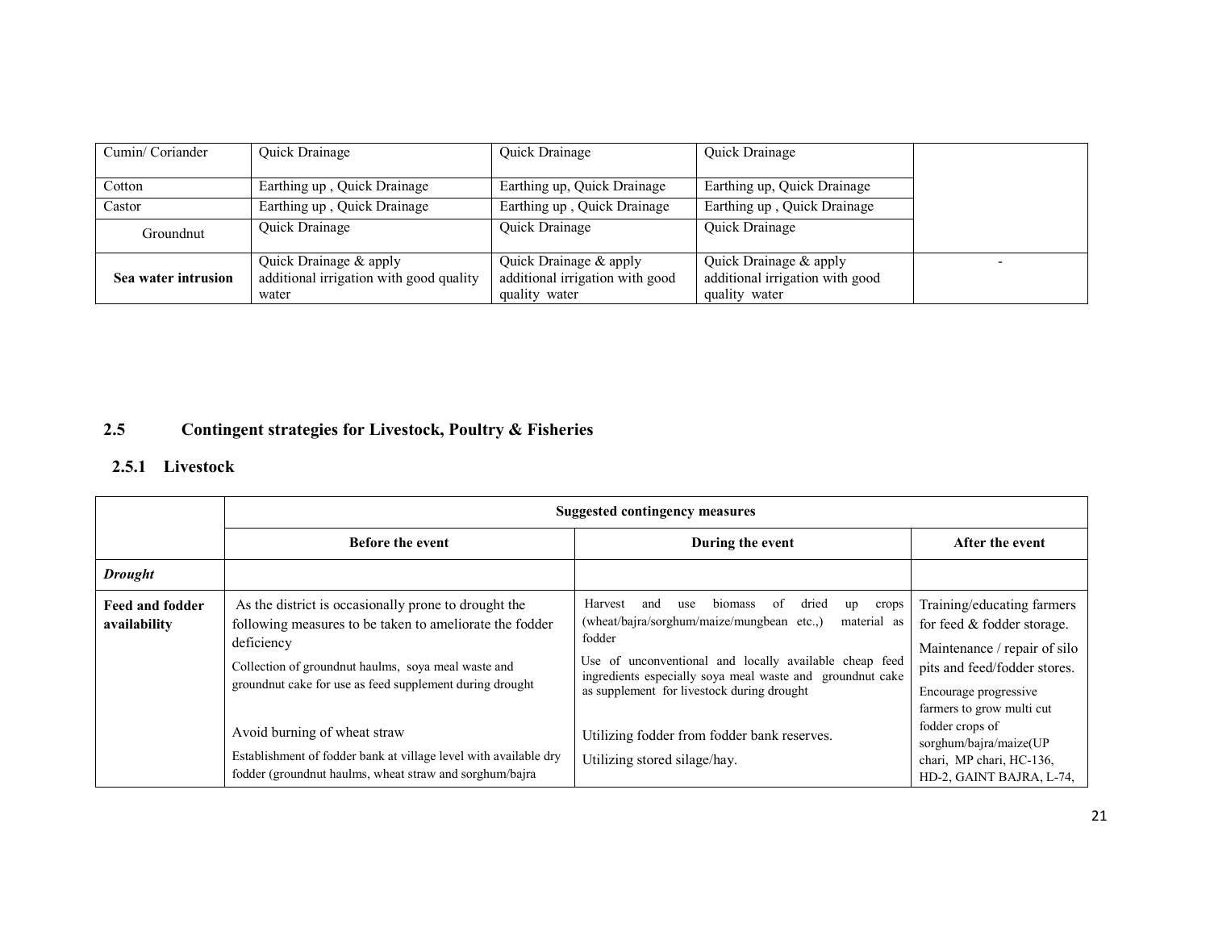| | | | | |
|---|---|---|---|---|
| Cumin/ Coriander | Quick Drainage | Quick Drainage | Quick Drainage | |
| Cotton | Earthing up , Quick Drainage | Earthing up, Quick Drainage | Earthing up, Quick Drainage | |
| Castor | Earthing up , Quick Drainage | Earthing up , Quick Drainage | Earthing up , Quick Drainage | |
| Groundnut | Quick Drainage | Quick Drainage | Quick Drainage | |
| **Sea water intrusion** | Quick Drainage & apply additional irrigation with good quality water | Quick Drainage & apply additional irrigation with good quality water | Quick Drainage & apply additional irrigation with good quality water | - |

## 2.5 Contingent strategies for Livestock, Poultry & Fisheries

### 2.5.1 Livestock

| | Suggested contingency measures | | |
|---|---|---|---|
| | **Before the event** | **During the event** | **After the event** |
| ***Drought*** | | | |
| **Feed and fodder availability** | As the district is occasionally prone to drought the following measures to be taken to ameliorate the fodder deficiency<br>Collection of groundnut haulms, soya meal waste and groundnut cake for use as feed supplement during drought<br>Avoid burning of wheat straw<br>Establishment of fodder bank at village level with available dry fodder (groundnut haulms, wheat straw and sorghum/bajra | Harvest and use biomass of dried up crops (wheat/bajra/sorghum/maize/mungbean etc.,) material as fodder<br>Use of unconventional and locally available cheap feed ingredients especially soya meal waste and groundnut cake as supplement for livestock during drought<br>Utilizing fodder from fodder bank reserves.<br>Utilizing stored silage/hay. | Training/educating farmers for feed & fodder storage.<br>Maintenance / repair of silo pits and feed/fodder stores.<br>Encourage progressive farmers to grow multi cut fodder crops of sorghum/bajra/maize(UP chari, MP chari, HC-136, HD-2, GAINT BAJRA, L-74, |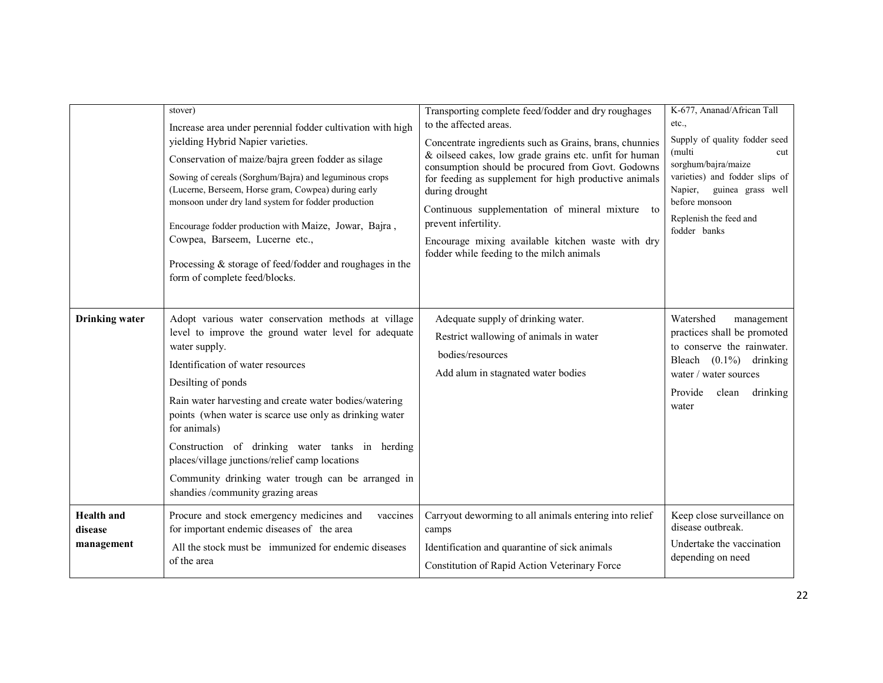| | | | |
|---|---|---|---|
| | stover)<br>Increase area under perennial fodder cultivation with high yielding Hybrid Napier varieties.<br>Conservation of maize/bajra green fodder as silage<br>Sowing of cereals (Sorghum/Bajra) and leguminous crops (Lucerne, Berseem, Horse gram, Cowpea) during early monsoon under dry land system for fodder production<br>Encourage fodder production with Maize, Jowar, Bajra , Cowpea, Barseem, Lucerne etc.,<br>Processing & storage of feed/fodder and roughages in the form of complete feed/blocks. | Transporting complete feed/fodder and dry roughages to the affected areas.<br>Concentrate ingredients such as Grains, brans, chunnies & oilseed cakes, low grade grains etc. unfit for human consumption should be procured from Govt. Godowns for feeding as supplement for high productive animals during drought<br>Continuous supplementation of mineral mixture to prevent infertility.<br>Encourage mixing available kitchen waste with dry fodder while feeding to the milch animals | K-677, Ananad/African Tall etc.,<br>Supply of quality fodder seed (multi cut sorghum/bajra/maize varieties) and fodder slips of Napier, guinea grass well before monsoon<br>Replenish the feed and fodder banks |
| **Drinking water** | Adopt various water conservation methods at village level to improve the ground water level for adequate water supply.<br>Identification of water resources<br>Desilting of ponds<br>Rain water harvesting and create water bodies/watering points (when water is scarce use only as drinking water for animals)<br>Construction of drinking water tanks in herding places/village junctions/relief camp locations<br>Community drinking water trough can be arranged in shandies /community grazing areas | Adequate supply of drinking water.<br>Restrict wallowing of animals in water bodies/resources<br>Add alum in stagnated water bodies | Watershed management practices shall be promoted to conserve the rainwater. Bleach (0.1%) drinking water / water sources<br>Provide clean drinking water |
| **Health and disease management** | Procure and stock emergency medicines and vaccines for important endemic diseases of the area<br>All the stock must be immunized for endemic diseases of the area | Carryout deworming to all animals entering into relief camps<br>Identification and quarantine of sick animals<br>Constitution of Rapid Action Veterinary Force | Keep close surveillance on disease outbreak.<br>Undertake the vaccination depending on need |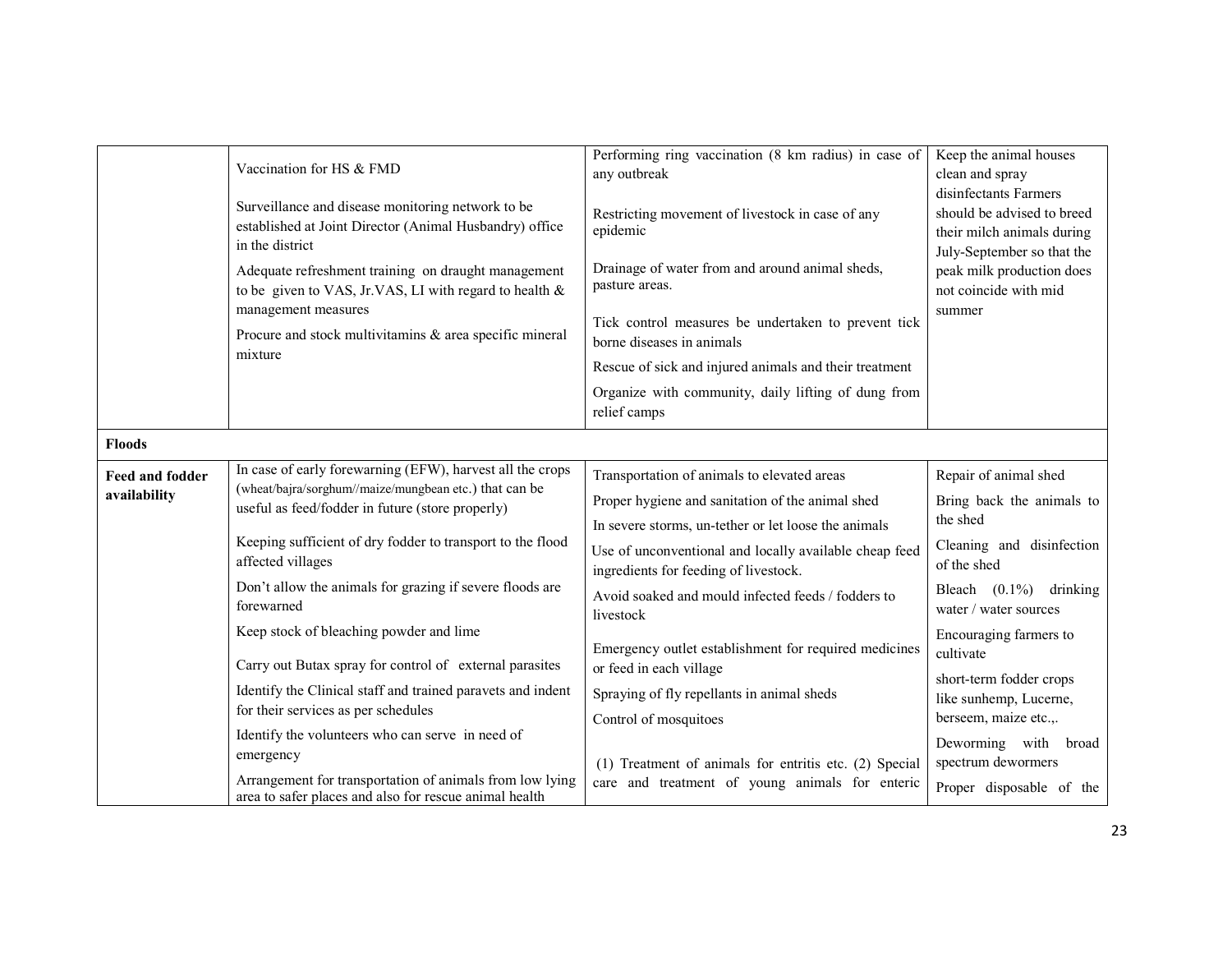| | | | |
|---|---|---|---|
| | Vaccination for HS & FMD<br><br>Surveillance and disease monitoring network to be established at Joint Director (Animal Husbandry) office in the district<br><br>Adequate refreshment training on draught management to be given to VAS, Jr.VAS, LI with regard to health & management measures<br><br>Procure and stock multivitamins & area specific mineral mixture | Performing ring vaccination (8 km radius) in case of any outbreak<br><br>Restricting movement of livestock in case of any epidemic<br><br>Drainage of water from and around animal sheds, pasture areas.<br><br>Tick control measures be undertaken to prevent tick borne diseases in animals<br><br>Rescue of sick and injured animals and their treatment<br><br>Organize with community, daily lifting of dung from relief camps | Keep the animal houses clean and spray disinfectants Farmers should be advised to breed their milch animals during July-September so that the peak milk production does not coincide with mid summer |
| **Floods** | | | |
| **Feed and fodder availability** | In case of early forewarning (EFW), harvest all the crops (wheat/bajra/sorghum//maize/mungbean etc.) that can be useful as feed/fodder in future (store properly)<br><br>Keeping sufficient of dry fodder to transport to the flood affected villages<br><br>Don't allow the animals for grazing if severe floods are forewarned<br><br>Keep stock of bleaching powder and lime<br><br>Carry out Butax spray for control of external parasites<br><br>Identify the Clinical staff and trained paravets and indent for their services as per schedules<br><br>Identify the volunteers who can serve in need of emergency<br><br>Arrangement for transportation of animals from low lying area to safer places and also for rescue animal health | Transportation of animals to elevated areas<br><br>Proper hygiene and sanitation of the animal shed<br><br>In severe storms, un-tether or let loose the animals<br><br>Use of unconventional and locally available cheap feed ingredients for feeding of livestock.<br><br>Avoid soaked and mould infected feeds / fodders to livestock<br><br>Emergency outlet establishment for required medicines or feed in each village<br><br>Spraying of fly repellants in animal sheds<br><br>Control of mosquitoes<br><br>(1) Treatment of animals for entritis etc. (2) Special care and treatment of young animals for enteric | Repair of animal shed<br><br>Bring back the animals to the shed<br><br>Cleaning and disinfection of the shed<br><br>Bleach (0.1%) drinking water / water sources<br><br>Encouraging farmers to cultivate<br><br>short-term fodder crops like sunhemp, Lucerne, berseem, maize etc.,.<br><br>Deworming with broad spectrum dewormers<br><br>Proper disposable of the |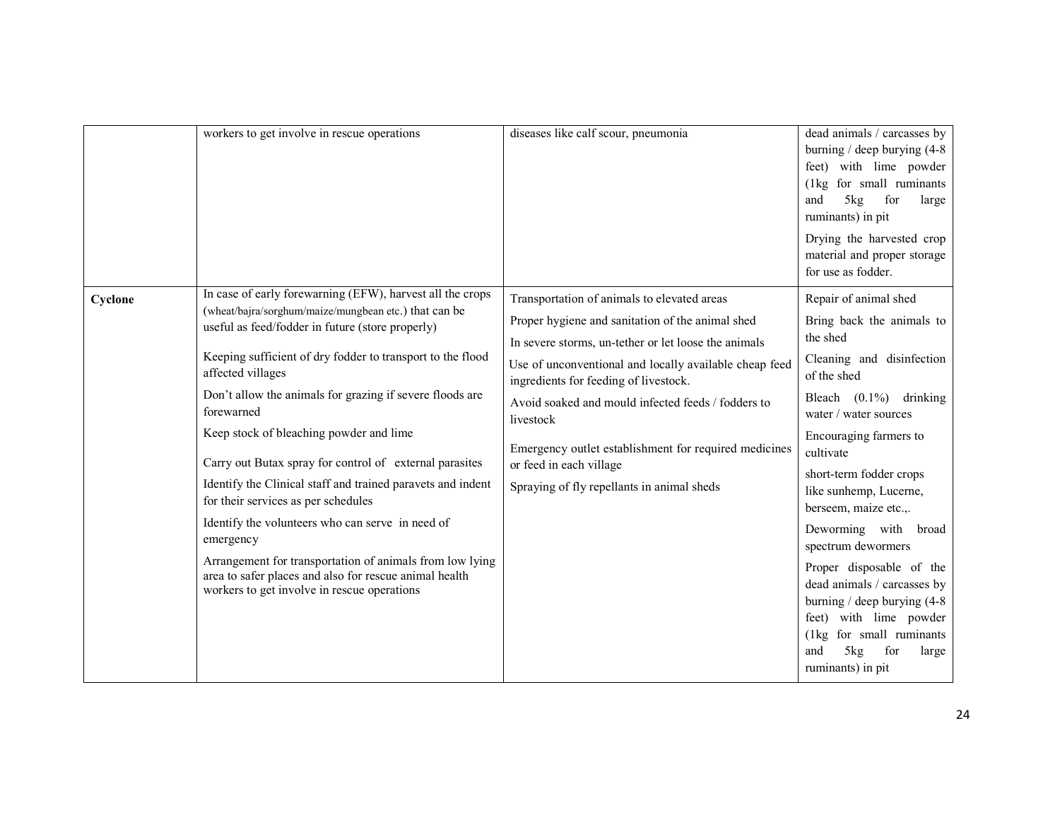| | | | |
|---|---|---|---|
| | workers to get involve in rescue operations | diseases like calf scour, pneumonia | dead animals / carcasses by burning / deep burying (4-8 feet) with lime powder (1kg for small ruminants and 5kg for large ruminants) in pit<br><br>Drying the harvested crop material and proper storage for use as fodder. |
| **Cyclone** | In case of early forewarning (EFW), harvest all the crops (wheat/bajra/sorghum/maize/mungbean etc.) that can be useful as feed/fodder in future (store properly)<br><br>Keeping sufficient of dry fodder to transport to the flood affected villages<br><br>Don't allow the animals for grazing if severe floods are forewarned<br><br>Keep stock of bleaching powder and lime<br><br>Carry out Butax spray for control of external parasites<br><br>Identify the Clinical staff and trained paravets and indent for their services as per schedules<br><br>Identify the volunteers who can serve in need of emergency<br><br>Arrangement for transportation of animals from low lying area to safer places and also for rescue animal health workers to get involve in rescue operations | Transportation of animals to elevated areas<br><br>Proper hygiene and sanitation of the animal shed<br><br>In severe storms, un-tether or let loose the animals<br><br>Use of unconventional and locally available cheap feed ingredients for feeding of livestock.<br><br>Avoid soaked and mould infected feeds / fodders to livestock<br><br>Emergency outlet establishment for required medicines or feed in each village<br><br>Spraying of fly repellants in animal sheds | Repair of animal shed<br><br>Bring back the animals to the shed<br><br>Cleaning and disinfection of the shed<br><br>Bleach (0.1%) drinking water / water sources<br><br>Encouraging farmers to cultivate<br><br>short-term fodder crops like sunhemp, Lucerne, berseem, maize etc.,.<br><br>Deworming with broad spectrum dewormers<br><br>Proper disposable of the dead animals / carcasses by burning / deep burying (4-8 feet) with lime powder (1kg for small ruminants and 5kg for large ruminants) in pit |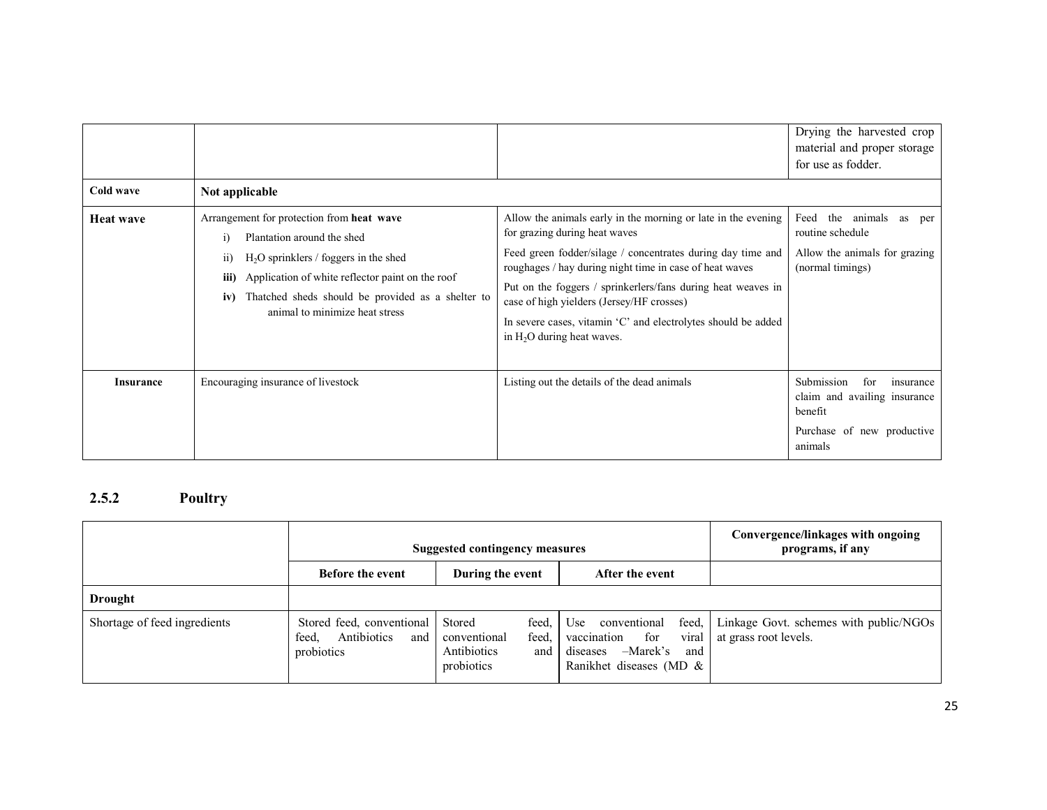| | | | |
|---|---|---|---|
| | | | Drying the harvested crop material and proper storage for use as fodder. |
| **Cold wave** | **Not applicable** | | |
| **Heat wave** | Arrangement for protection from **heat wave**<br>i) Plantation around the shed<br>ii) $H_2O$ sprinklers / foggers in the shed<br>**iii)** Application of white reflector paint on the roof<br>**iv)** Thatched sheds should be provided as a shelter to animal to minimize heat stress | Allow the animals early in the morning or late in the evening for grazing during heat waves<br>Feed green fodder/silage / concentrates during day time and roughages / hay during night time in case of heat waves<br>Put on the foggers / sprinkerlers/fans during heat weaves in case of high yielders (Jersey/HF crosses)<br>In severe cases, vitamin 'C' and electrolytes should be added in $H_2O$ during heat waves. | Feed the animals as per routine schedule<br>Allow the animals for grazing (normal timings) |
| **Insurance** | Encouraging insurance of livestock | Listing out the details of the dead animals | Submission for insurance claim and availing insurance benefit<br>Purchase of new productive animals |

## 2.5.2 Poultry

| | Suggested contingency measures | | | Convergence/linkages with ongoing programs, if any |
|---|---|---|---|---|
| | **Before the event** | **During the event** | **After the event** | |
| **Drought** | | | | |
| Shortage of feed ingredients | Stored feed, conventional feed, Antibiotics and probiotics | Stored feed, conventional feed, Antibiotics and probiotics | Use conventional feed, vaccination for viral diseases –Marek's and Ranikhet diseases (MD & | Linkage Govt. schemes with public/NGOs at grass root levels. |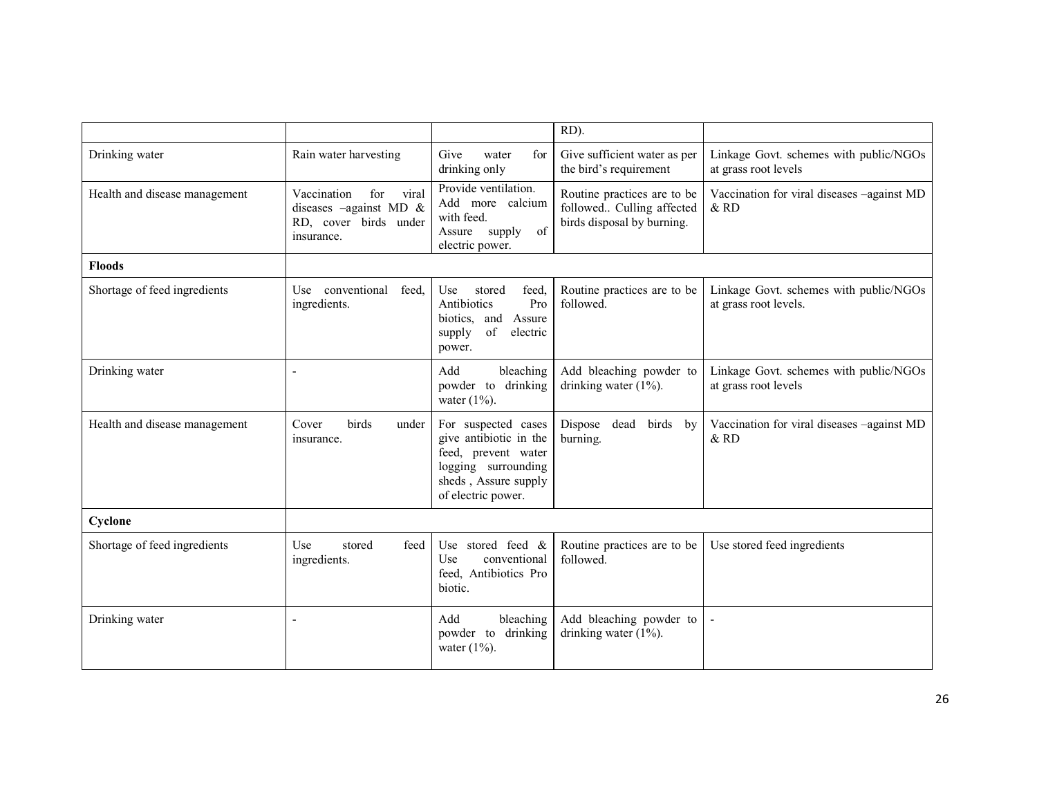| | | | RD). | |
|---|---|---|---|---|
| Drinking water | Rain water harvesting | Give water for drinking only | Give sufficient water as per the bird's requirement | Linkage Govt. schemes with public/NGOs at grass root levels |
| Health and disease management | Vaccination for viral diseases –against MD & RD, cover birds under insurance. | Provide ventilation. Add more calcium with feed. Assure supply of electric power. | Routine practices are to be followed.. Culling affected birds disposal by burning. | Vaccination for viral diseases –against MD & RD |
| **Floods** | | | | |
| Shortage of feed ingredients | Use conventional feed, ingredients. | Use stored feed, Antibiotics Pro biotics, and Assure supply of electric power. | Routine practices are to be followed. | Linkage Govt. schemes with public/NGOs at grass root levels. |
| Drinking water | - | Add bleaching powder to drinking water (1%). | Add bleaching powder to drinking water (1%). | Linkage Govt. schemes with public/NGOs at grass root levels |
| Health and disease management | Cover birds under insurance. | For suspected cases give antibiotic in the feed, prevent water logging surrounding sheds , Assure supply of electric power. | Dispose dead birds by burning. | Vaccination for viral diseases –against MD & RD |
| **Cyclone** | | | | |
| Shortage of feed ingredients | Use stored feed ingredients. | Use stored feed & Use conventional feed, Antibiotics Pro biotic. | Routine practices are to be followed. | Use stored feed ingredients |
| Drinking water | - | Add bleaching powder to drinking water (1%). | Add bleaching powder to drinking water (1%). | - |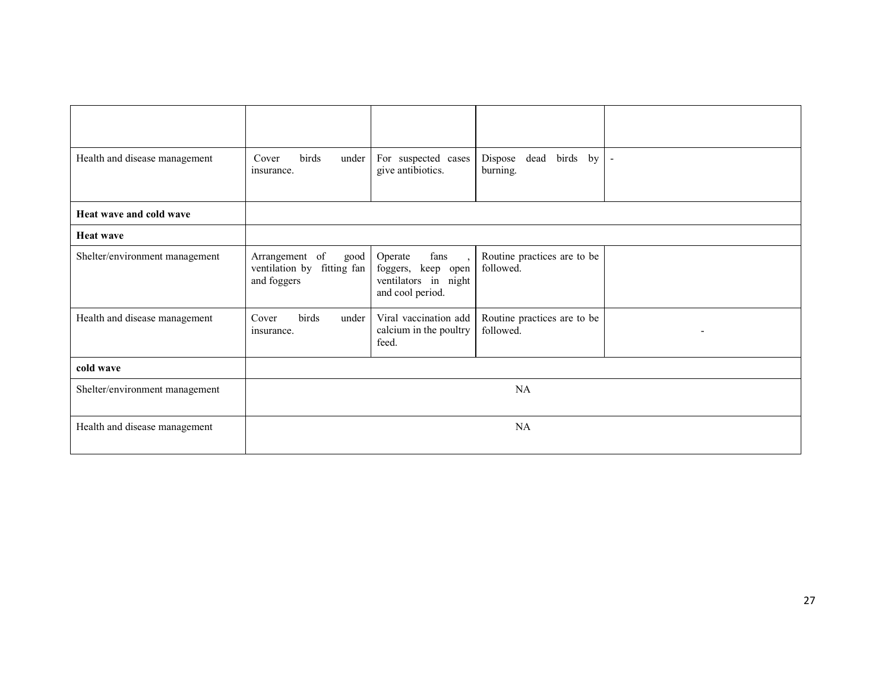| | | | | |
|---|---|---|---|---|
| Health and disease management | Cover birds under insurance. | For suspected cases give antibiotics. | Dispose dead birds by burning. | - |
| **Heat wave and cold wave** | | | | |
| **Heat wave** | | | | |
| Shelter/environment management | Arrangement of good ventilation by fitting fan and foggers | Operate fans , foggers, keep open ventilators in night and cool period. | Routine practices are to be followed. | |
| Health and disease management | Cover birds under insurance. | Viral vaccination add calcium in the poultry feed. | Routine practices are to be followed. | - |
| **cold wave** | | | | |
| Shelter/environment management | NA | | | |
| Health and disease management | NA | | | |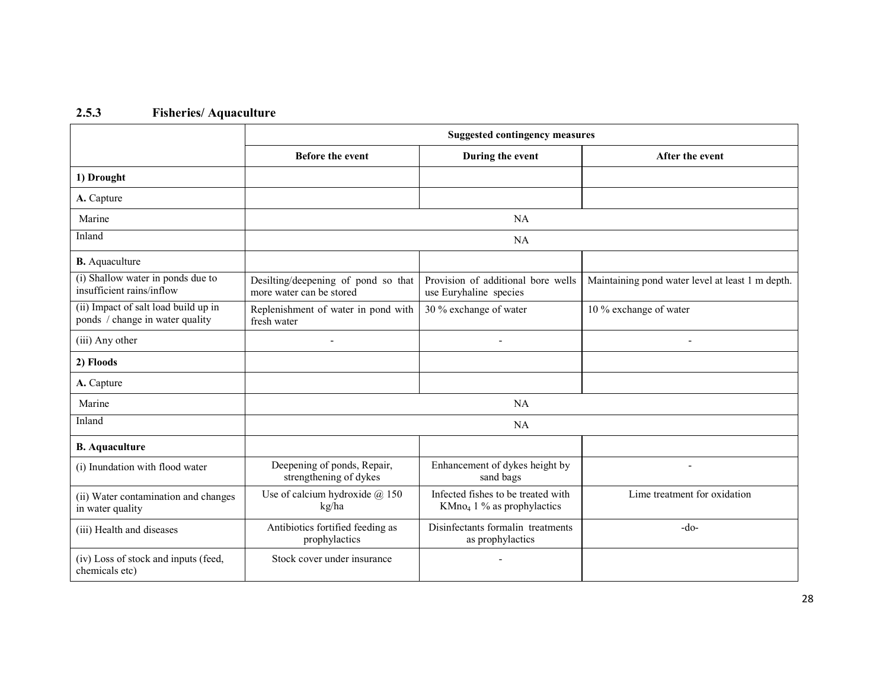### 2.5.3 Fisheries/ Aquaculture

| | Suggested contingency measures | | |
|---|---|---|---|
| | **Before the event** | **During the event** | **After the event** |
| **1) Drought** | | | |
| **A.** Capture | | | |
| Marine | NA | | |
| Inland | NA | | |
| **B.** Aquaculture | | | |
| (i) Shallow water in ponds due to insufficient rains/inflow | Desilting/deepening of pond so that more water can be stored | Provision of additional bore wells use Euryhaline species | Maintaining pond water level at least 1 m depth. |
| (ii) Impact of salt load build up in ponds / change in water quality | Replenishment of water in pond with fresh water | 30 % exchange of water | 10 % exchange of water |
| (iii) Any other | - | - | - |
| **2) Floods** | | | |
| **A.** Capture | | | |
| Marine | NA | | |
| Inland | NA | | |
| **B. Aquaculture** | | | |
| (i) Inundation with flood water | Deepening of ponds, Repair, strengthening of dykes | Enhancement of dykes height by sand bags | - |
| (ii) Water contamination and changes in water quality | Use of calcium hydroxide @ 150 kg/ha | Infected fishes to be treated with $KMno_4$ 1 % as prophylactics | Lime treatment for oxidation |
| (iii) Health and diseases | Antibiotics fortified feeding as prophylactics | Disinfectants formalin treatments as prophylactics | -do- |
| (iv) Loss of stock and inputs (feed, chemicals etc) | Stock cover under insurance | - | |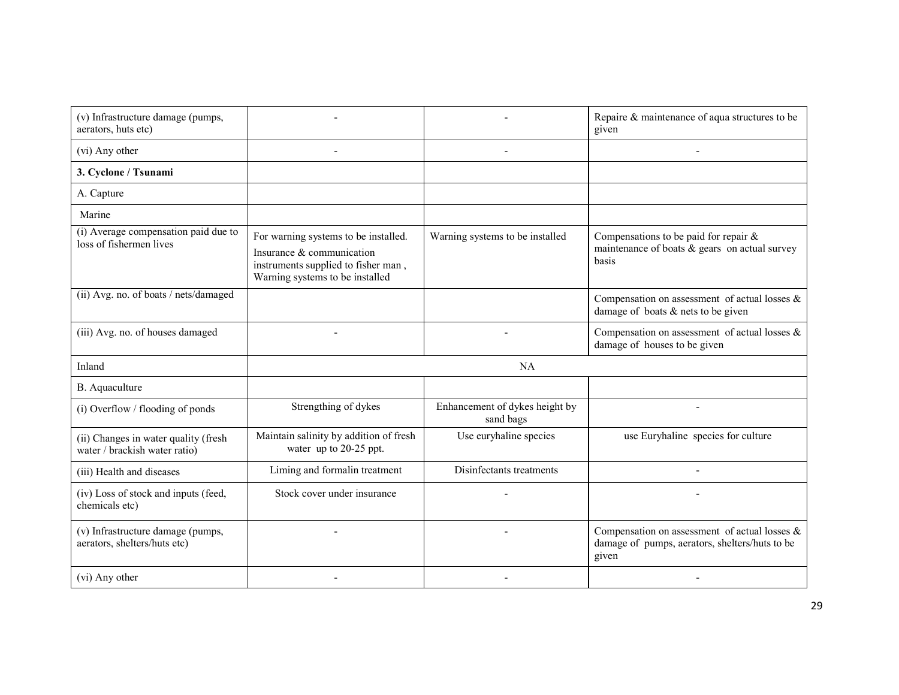| | | | |
|---|---|---|---|
| (v) Infrastructure damage (pumps, aerators, huts etc) | - | - | Repaire & maintenance of aqua structures to be given |
| (vi) Any other | - | - | - |
| **3. Cyclone / Tsunami** | | | |
| A. Capture | | | |
| Marine | | | |
| (i) Average compensation paid due to loss of fishermen lives | For warning systems to be installed. Insurance & communication instruments supplied to fisher man , Warning systems to be installed | Warning systems to be installed | Compensations to be paid for repair & maintenance of boats & gears on actual survey basis |
| (ii) Avg. no. of boats / nets/damaged | | | Compensation on assessment of actual losses & damage of boats & nets to be given |
| (iii) Avg. no. of houses damaged | - | - | Compensation on assessment of actual losses & damage of houses to be given |
| Inland | NA | | |
| B. Aquaculture | | | |
| (i) Overflow / flooding of ponds | Strengthing of dykes | Enhancement of dykes height by sand bags | - |
| (ii) Changes in water quality (fresh water / brackish water ratio) | Maintain salinity by addition of fresh water up to 20-25 ppt. | Use euryhaline species | use Euryhaline species for culture |
| (iii) Health and diseases | Liming and formalin treatment | Disinfectants treatments | - |
| (iv) Loss of stock and inputs (feed, chemicals etc) | Stock cover under insurance | - | - |
| (v) Infrastructure damage (pumps, aerators, shelters/huts etc) | - | - | Compensation on assessment of actual losses & damage of pumps, aerators, shelters/huts to be given |
| (vi) Any other | - | - | - |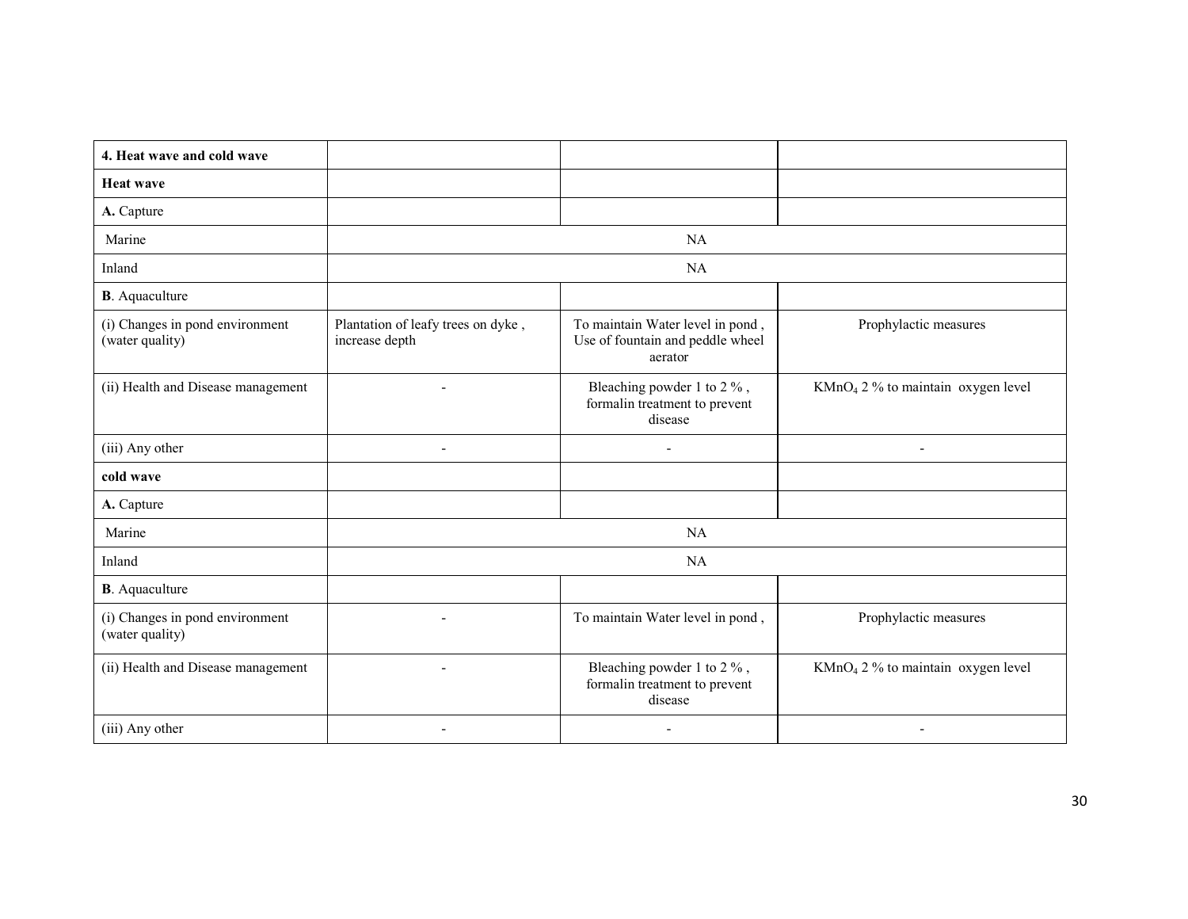| **4. Heat wave and cold wave** | | | |
|---|---|---|---|
| **Heat wave** | | | |
| **A.** Capture | | | |
| Marine | NA | | |
| Inland | NA | | |
| **B**. Aquaculture | | | |
| (i) Changes in pond environment (water quality) | Plantation of leafy trees on dyke , increase depth | To maintain Water level in pond , Use of fountain and peddle wheel aerator | Prophylactic measures |
| (ii) Health and Disease management | - | Bleaching powder 1 to 2 % , formalin treatment to prevent disease | $KMnO_4$ 2 % to maintain oxygen level |
| (iii) Any other | - | - | - |
| **cold wave** | | | |
| **A.** Capture | | | |
| Marine | NA | | |
| Inland | NA | | |
| **B**. Aquaculture | | | |
| (i) Changes in pond environment (water quality) | - | To maintain Water level in pond , | Prophylactic measures |
| (ii) Health and Disease management | - | Bleaching powder 1 to 2 % , formalin treatment to prevent disease | $KMnO_4$ 2 % to maintain oxygen level |
| (iii) Any other | - | - | - |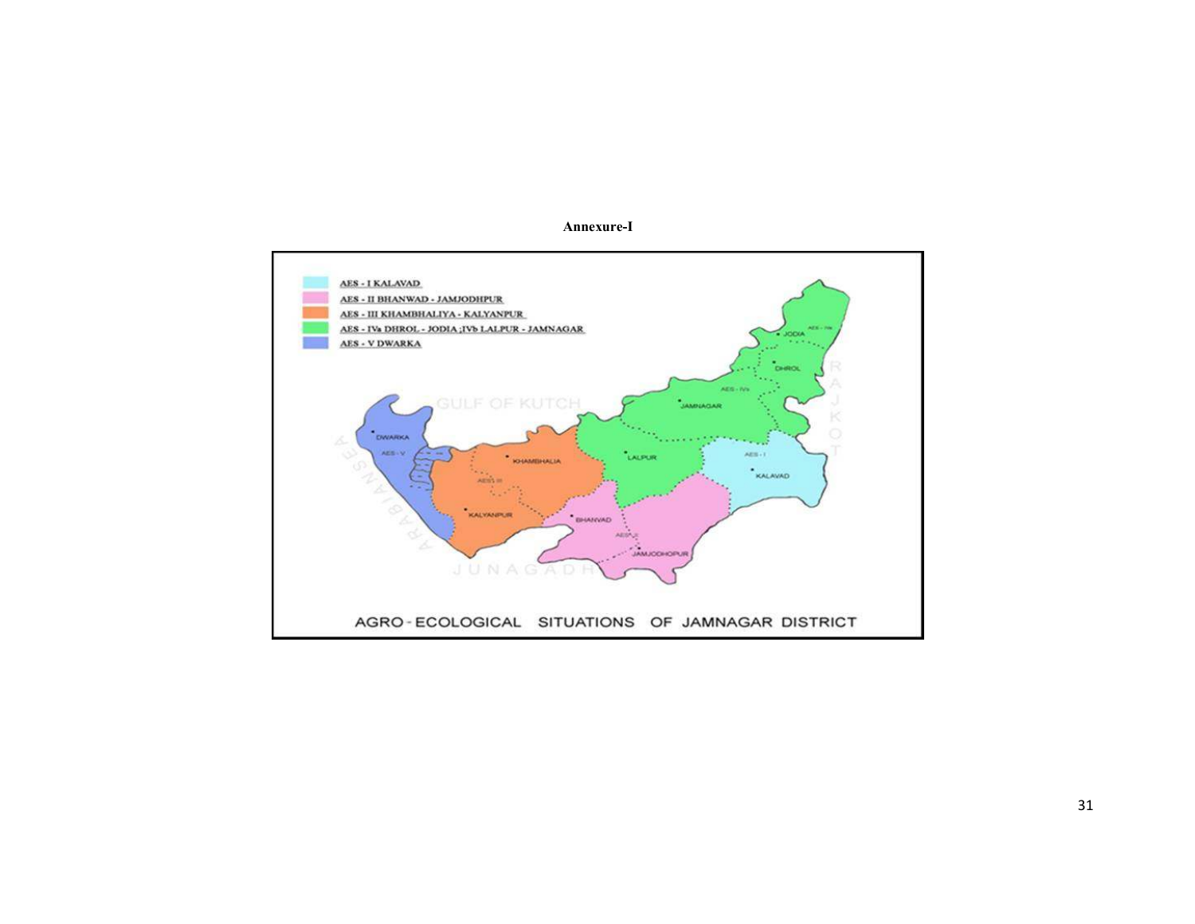**Annexure-I**

AES - I KALAVAD

AES - II BHANWAD - JAMJODHPUR

AES - III KHAMBHALIYA - KALYANPUR

AES - IVa DHROL - JODIA ;IVb LALPUR - JAMNAGAR

AES - V DWARKA

AGRO - ECOLOGICAL SITUATIONS OF JAMNAGAR DISTRICT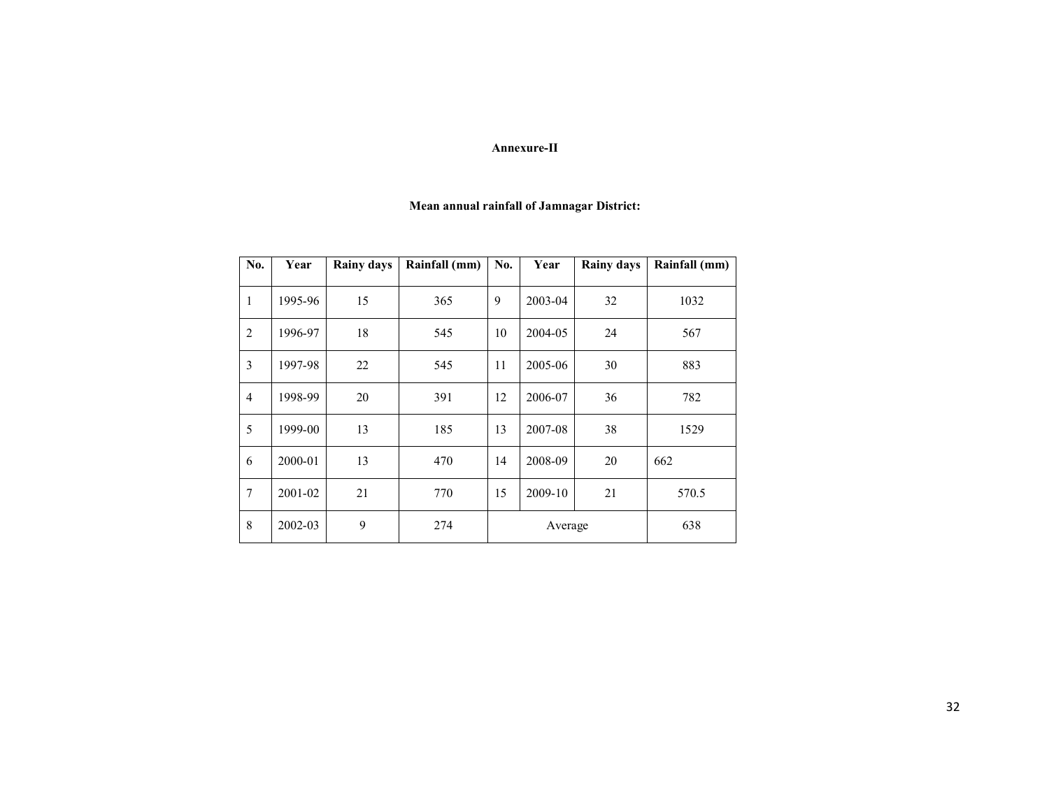**Annexure-II**

**Mean annual rainfall of Jamnagar District:**

| No. | Year | Rainy days | Rainfall (mm) | No. | Year | Rainy days | Rainfall (mm) |
|---|---|---|---|---|---|---|---|
| 1 | 1995-96 | 15 | 365 | 9 | 2003-04 | 32 | 1032 |
| 2 | 1996-97 | 18 | 545 | 10 | 2004-05 | 24 | 567 |
| 3 | 1997-98 | 22 | 545 | 11 | 2005-06 | 30 | 883 |
| 4 | 1998-99 | 20 | 391 | 12 | 2006-07 | 36 | 782 |
| 5 | 1999-00 | 13 | 185 | 13 | 2007-08 | 38 | 1529 |
| 6 | 2000-01 | 13 | 470 | 14 | 2008-09 | 20 | 662 |
| 7 | 2001-02 | 21 | 770 | 15 | 2009-10 | 21 | 570.5 |
| 8 | 2002-03 | 9 | 274 | Average | | | 638 |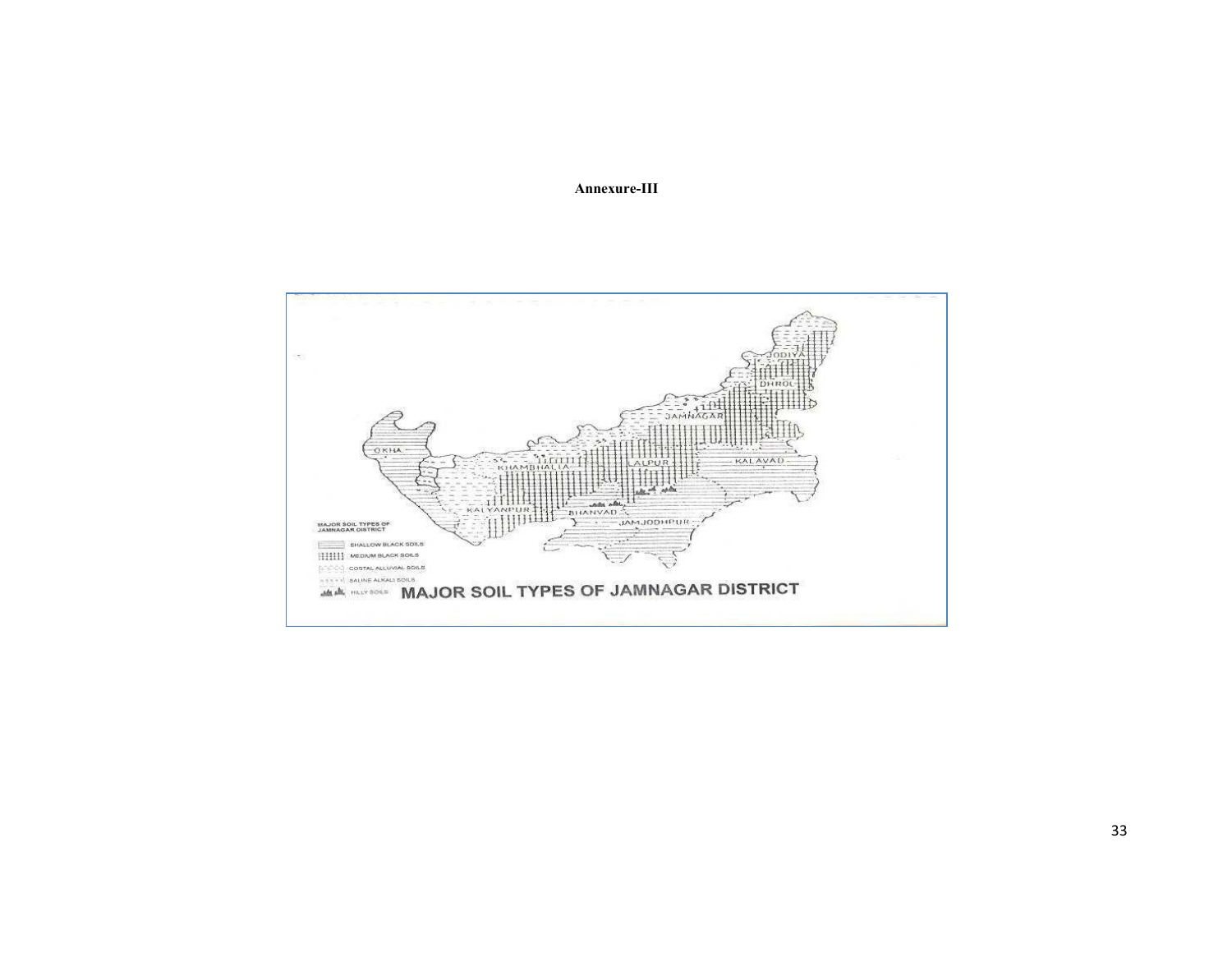**Annexure-III**

MAJOR SOIL TYPES OF JAMNAGAR DISTRICT

JODIYA
DHROL
JAMNAGAR
OKHA
KHAMBHALIA
LALPUR
KALAVAD
KALYANPUR
BHANVAD
JAMJODHPUR

MAJOR SOIL TYPES OF JAMNAGAR DISTRICT

SHALLOW BLACK SOILS

MEDIUM BLACK SOILS

COSTAL ALLUVIAL SOILS

SALINE ALKALI SOILS

HILLY SOILS